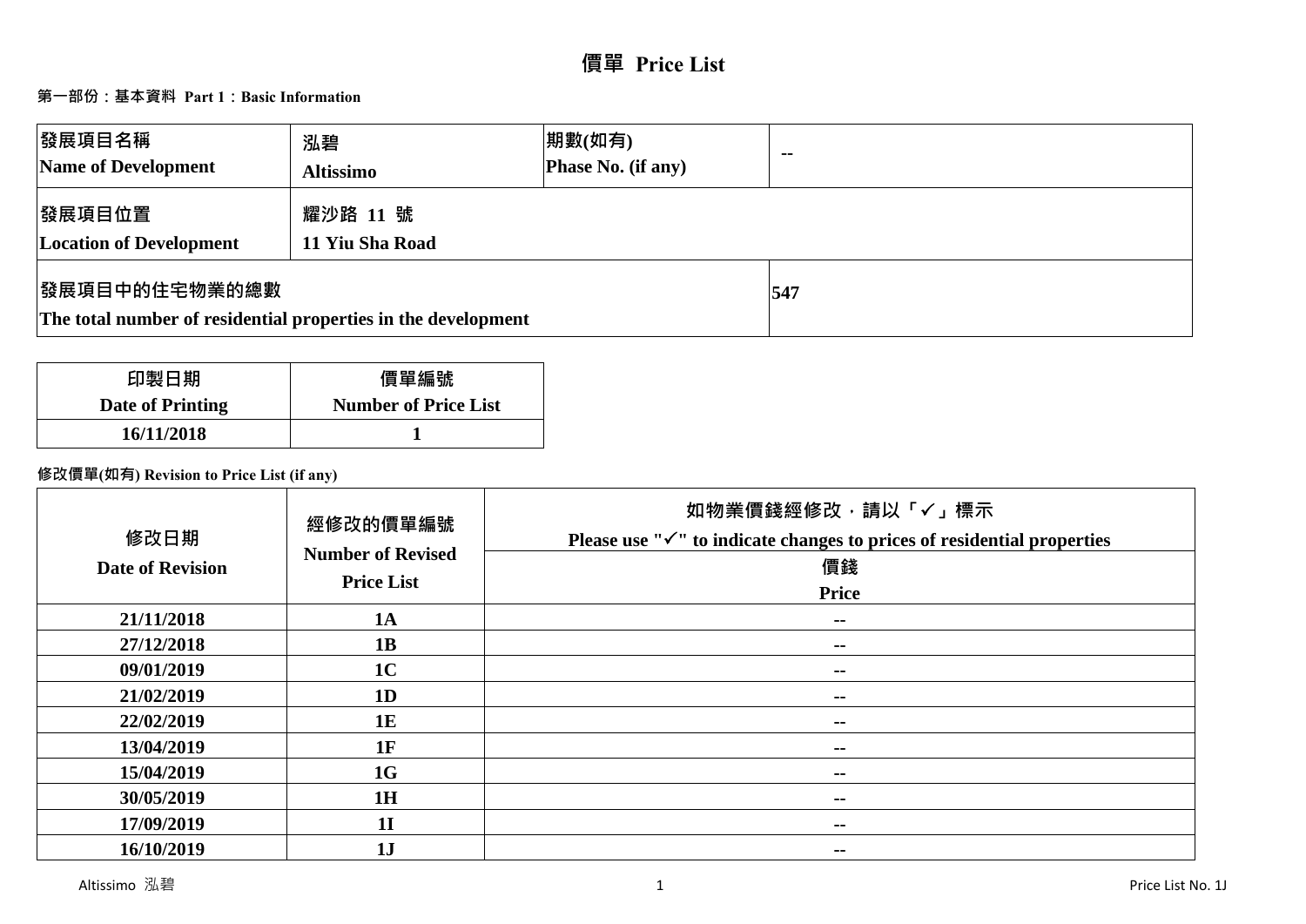# 價單 Price List

## 第一部份：基本資料 Part 1：Basic Information

| 發展項目名稱<br>Name of Development | 泓碧<br>Altissimo | 期數(如有)<br>Phase No. (if any) | -- |
|---|---|---|---|
| 發展項目位置<br>Location of Development | 耀沙路 11 號<br>11 Yiu Sha Road | | |
| 發展項目中的住宅物業的總數<br>The total number of residential properties in the development | | | 547 |

| 印製日期<br>Date of Printing | 價單編號<br>Number of Price List |
|---|---|
| 16/11/2018 | 1 |

**修改價單(如有) Revision to Price List (if any)**

| 修改日期<br>Date of Revision | 經修改的價單編號<br>Number of Revised Price List | 如物業價錢經修改，請以「✓」標示<br>Please use "✓" to indicate changes to prices of residential properties<br>價錢<br>Price |
|---|---|---|
| 21/11/2018 | 1A | -- |
| 27/12/2018 | 1B | -- |
| 09/01/2019 | 1C | -- |
| 21/02/2019 | 1D | -- |
| 22/02/2019 | 1E | -- |
| 13/04/2019 | 1F | -- |
| 15/04/2019 | 1G | -- |
| 30/05/2019 | 1H | -- |
| 17/09/2019 | 1I | -- |
| 16/10/2019 | 1J | -- |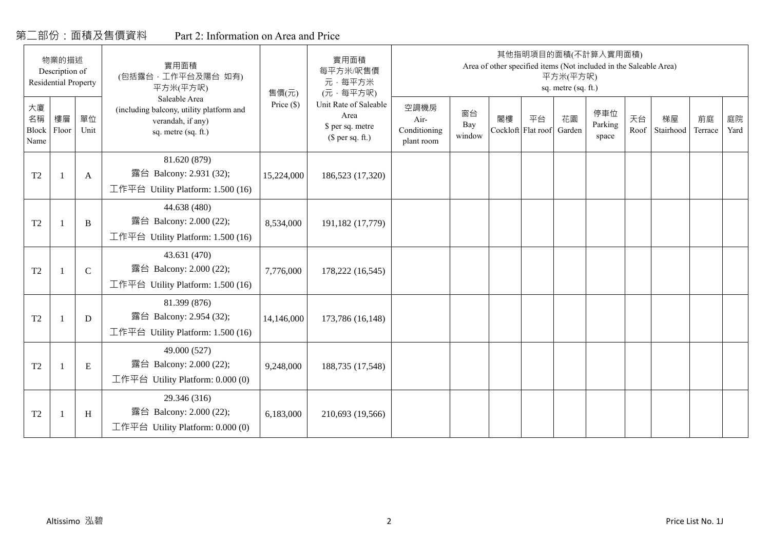# 第二部份：面積及售價資料　　Part 2: Information on Area and Price

| 物業的描述 Description of Residential Property | | | 實用面積 (包括露台，工作平台及陽台 如有) 平方米(平方呎) Saleable Area (including balcony, utility platform and verandah, if any) sq. metre (sq. ft.) | 售價(元) Price ($) | 實用面積 每平方米/呎售價 元，每平方米 (元，每平方呎) Unit Rate of Saleable Area $ per sq. metre ($ per sq. ft.) | 其他指明項目的面積(不計算入實用面積) Area of other specified items (Not included in the Saleable Area) 平方米(平方呎) sq. metre (sq. ft.) | | | | | | | | | |
|---|---|---|---|---|---|---|---|---|---|---|---|---|---|---|---|
| 大廈名稱 Block Name | 樓層 Floor | 單位 Unit | | | | 空調機房 Air-Conditioning plant room | 窗台 Bay window | 閣樓 Cockloft | 平台 Flat roof | 花園 Garden | 停車位 Parking space | 天台 Roof | 梯屋 Stairhood | 前庭 Terrace | 庭院 Yard |
| T2 | 1 | A | 81.620 (879) 露台 Balcony: 2.931 (32); 工作平台 Utility Platform: 1.500 (16) | 15,224,000 | 186,523 (17,320) | | | | | | | | | | |
| T2 | 1 | B | 44.638 (480) 露台 Balcony: 2.000 (22); 工作平台 Utility Platform: 1.500 (16) | 8,534,000 | 191,182 (17,779) | | | | | | | | | | |
| T2 | 1 | C | 43.631 (470) 露台 Balcony: 2.000 (22); 工作平台 Utility Platform: 1.500 (16) | 7,776,000 | 178,222 (16,545) | | | | | | | | | | |
| T2 | 1 | D | 81.399 (876) 露台 Balcony: 2.954 (32); 工作平台 Utility Platform: 1.500 (16) | 14,146,000 | 173,786 (16,148) | | | | | | | | | | |
| T2 | 1 | E | 49.000 (527) 露台 Balcony: 2.000 (22); 工作平台 Utility Platform: 0.000 (0) | 9,248,000 | 188,735 (17,548) | | | | | | | | | | |
| T2 | 1 | H | 29.346 (316) 露台 Balcony: 2.000 (22); 工作平台 Utility Platform: 0.000 (0) | 6,183,000 | 210,693 (19,566) | | | | | | | | | | |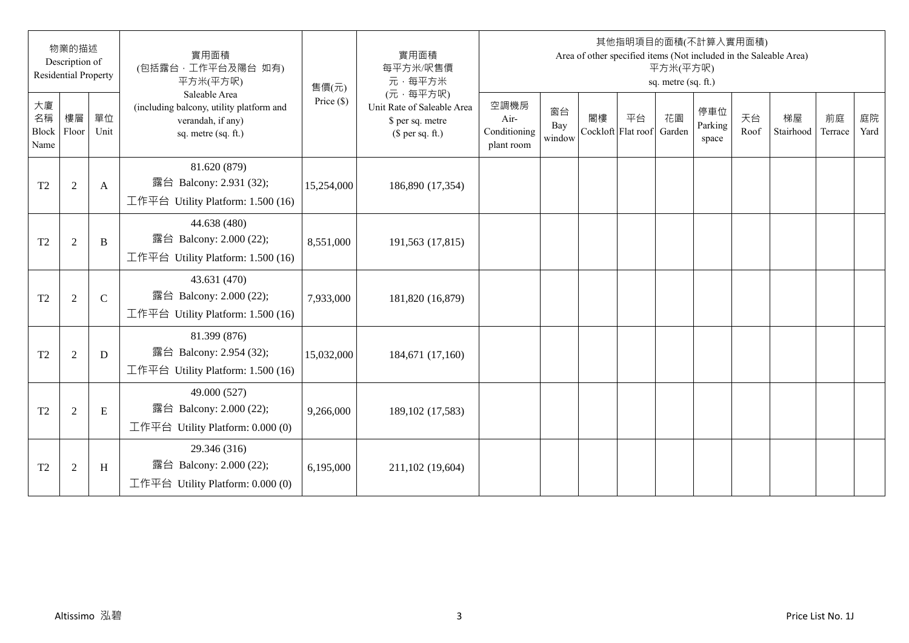| 物業的描述 Description of Residential Property | | | 實用面積 (包括露台，工作平台及陽台 如有) 平方米(平方呎) Saleable Area (including balcony, utility platform and verandah, if any) sq. metre (sq. ft.) | 售價(元) Price ($) | 實用面積 每平方米/呎售價 元，每平方米 (元，每平方呎) Unit Rate of Saleable Area $ per sq. metre ($ per sq. ft.) | 其他指明項目的面積(不計算入實用面積) Area of other specified items (Not included in the Saleable Area) 平方米(平方呎) sq. metre (sq. ft.) | | | | | | | | | |
|---|---|---|---|---|---|---|---|---|---|---|---|---|---|---|---|
| 大廈名稱 Block Name | 樓層 Floor | 單位 Unit | | | | 空調機房 Air-Conditioning plant room | 窗台 Bay window | 閣樓 Cockloft | 平台 Flat roof | 花園 Garden | 停車位 Parking space | 天台 Roof | 梯屋 Stairhood | 前庭 Terrace | 庭院 Yard |
| T2 | 2 | A | 81.620 (879) 露台 Balcony: 2.931 (32); 工作平台 Utility Platform: 1.500 (16) | 15,254,000 | 186,890 (17,354) | | | | | | | | | | |
| T2 | 2 | B | 44.638 (480) 露台 Balcony: 2.000 (22); 工作平台 Utility Platform: 1.500 (16) | 8,551,000 | 191,563 (17,815) | | | | | | | | | | |
| T2 | 2 | C | 43.631 (470) 露台 Balcony: 2.000 (22); 工作平台 Utility Platform: 1.500 (16) | 7,933,000 | 181,820 (16,879) | | | | | | | | | | |
| T2 | 2 | D | 81.399 (876) 露台 Balcony: 2.954 (32); 工作平台 Utility Platform: 1.500 (16) | 15,032,000 | 184,671 (17,160) | | | | | | | | | | |
| T2 | 2 | E | 49.000 (527) 露台 Balcony: 2.000 (22); 工作平台 Utility Platform: 0.000 (0) | 9,266,000 | 189,102 (17,583) | | | | | | | | | | |
| T2 | 2 | H | 29.346 (316) 露台 Balcony: 2.000 (22); 工作平台 Utility Platform: 0.000 (0) | 6,195,000 | 211,102 (19,604) | | | | | | | | | | |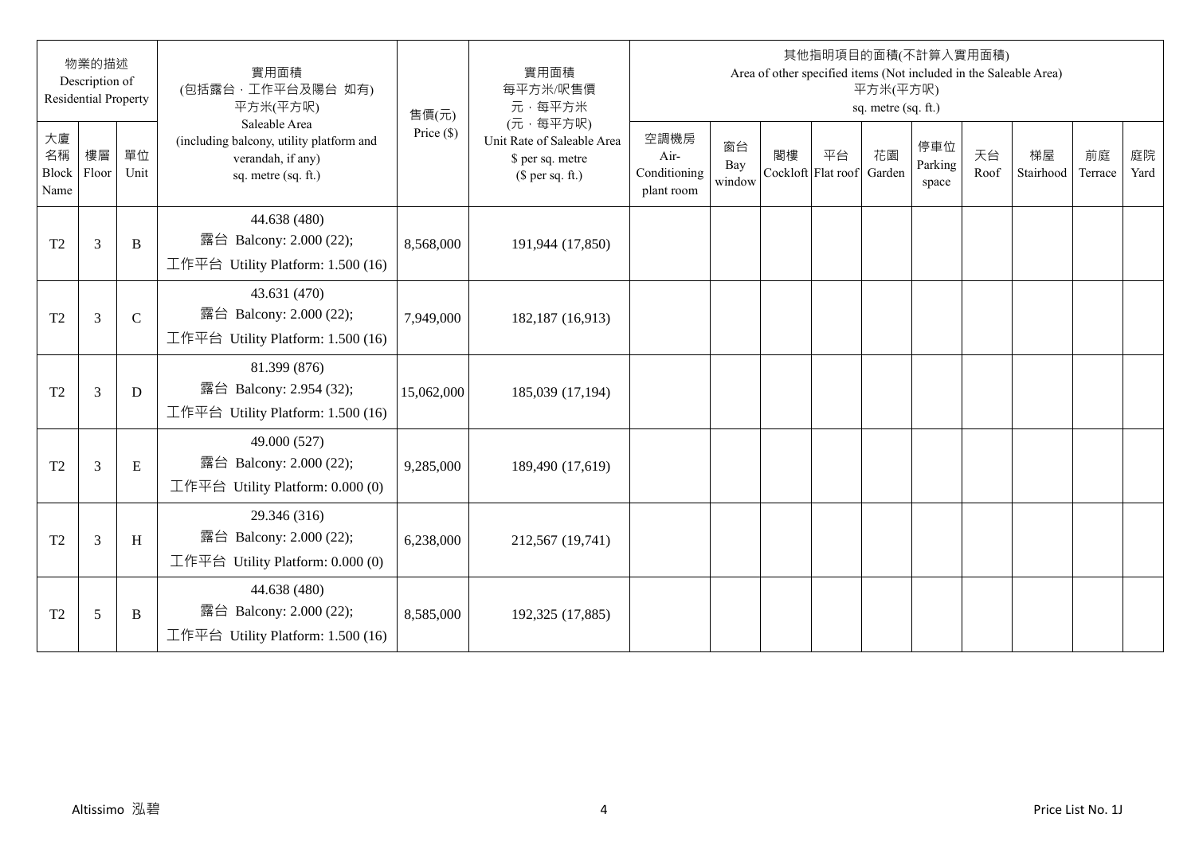| 物業的描述 Description of Residential Property | | | 實用面積 (包括露台，工作平台及陽台 如有) 平方米(平方呎) Saleable Area (including balcony, utility platform and verandah, if any) sq. metre (sq. ft.) | 售價(元) Price ($) | 實用面積 每平方米/呎售價 元，每平方米 (元，每平方呎) Unit Rate of Saleable Area $ per sq. metre ($ per sq. ft.) | 其他指明項目的面積(不計算入實用面積) Area of other specified items (Not included in the Saleable Area) 平方米(平方呎) sq. metre (sq. ft.) | | | | | | | | | |
|---|---|---|---|---|---|---|---|---|---|---|---|---|---|---|---|
| 大廈名稱 Block Name | 樓層 Floor | 單位 Unit | | | | 空調機房 Air-Conditioning plant room | 窗台 Bay window | 閣樓 Cockloft | 平台 Flat roof | 花園 Garden | 停車位 Parking space | 天台 Roof | 梯屋 Stairhood | 前庭 Terrace | 庭院 Yard |
| T2 | 3 | B | 44.638 (480) 露台 Balcony: 2.000 (22); 工作平台 Utility Platform: 1.500 (16) | 8,568,000 | 191,944 (17,850) | | | | | | | | | | |
| T2 | 3 | C | 43.631 (470) 露台 Balcony: 2.000 (22); 工作平台 Utility Platform: 1.500 (16) | 7,949,000 | 182,187 (16,913) | | | | | | | | | | |
| T2 | 3 | D | 81.399 (876) 露台 Balcony: 2.954 (32); 工作平台 Utility Platform: 1.500 (16) | 15,062,000 | 185,039 (17,194) | | | | | | | | | | |
| T2 | 3 | E | 49.000 (527) 露台 Balcony: 2.000 (22); 工作平台 Utility Platform: 0.000 (0) | 9,285,000 | 189,490 (17,619) | | | | | | | | | | |
| T2 | 3 | H | 29.346 (316) 露台 Balcony: 2.000 (22); 工作平台 Utility Platform: 0.000 (0) | 6,238,000 | 212,567 (19,741) | | | | | | | | | | |
| T2 | 5 | B | 44.638 (480) 露台 Balcony: 2.000 (22); 工作平台 Utility Platform: 1.500 (16) | 8,585,000 | 192,325 (17,885) | | | | | | | | | | |

Altissimo 泓碧 Price List No. 1J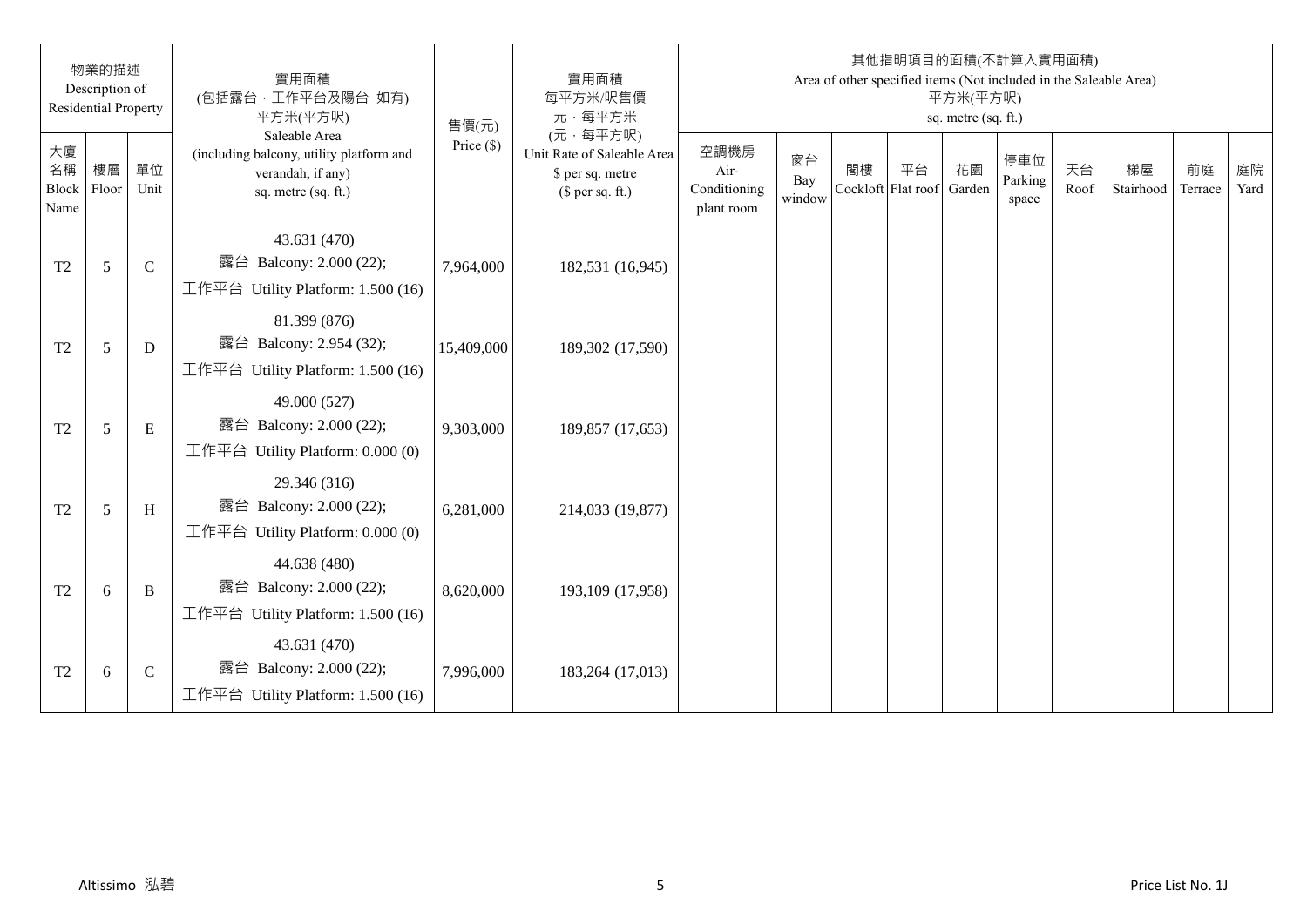| 物業的描述 Description of Residential Property | | | 實用面積 (包括露台．工作平台及陽台 如有) 平方米(平方呎) Saleable Area (including balcony, utility platform and verandah, if any) sq. metre (sq. ft.) | 售價(元) Price ($) | 實用面積 每平方米/呎售價 元．每平方米 (元．每平方呎) Unit Rate of Saleable Area $ per sq. metre ($ per sq. ft.) | 其他指明項目的面積(不計算入實用面積) Area of other specified items (Not included in the Saleable Area) 平方米(平方呎) sq. metre (sq. ft.) | | | | | | | | | |
|---|---|---|---|---|---|---|---|---|---|---|---|---|---|---|---|
| 大廈名稱 Block Name | 樓層 Floor | 單位 Unit | | | | 空調機房 Air-Conditioning plant room | 窗台 Bay window | 閣樓 Cockloft | 平台 Flat roof | 花園 Garden | 停車位 Parking space | 天台 Roof | 梯屋 Stairhood | 前庭 Terrace | 庭院 Yard |
| T2 | 5 | C | 43.631 (470) 露台 Balcony: 2.000 (22); 工作平台 Utility Platform: 1.500 (16) | 7,964,000 | 182,531 (16,945) | | | | | | | | | | |
| T2 | 5 | D | 81.399 (876) 露台 Balcony: 2.954 (32); 工作平台 Utility Platform: 1.500 (16) | 15,409,000 | 189,302 (17,590) | | | | | | | | | | |
| T2 | 5 | E | 49.000 (527) 露台 Balcony: 2.000 (22); 工作平台 Utility Platform: 0.000 (0) | 9,303,000 | 189,857 (17,653) | | | | | | | | | | |
| T2 | 5 | H | 29.346 (316) 露台 Balcony: 2.000 (22); 工作平台 Utility Platform: 0.000 (0) | 6,281,000 | 214,033 (19,877) | | | | | | | | | | |
| T2 | 6 | B | 44.638 (480) 露台 Balcony: 2.000 (22); 工作平台 Utility Platform: 1.500 (16) | 8,620,000 | 193,109 (17,958) | | | | | | | | | | |
| T2 | 6 | C | 43.631 (470) 露台 Balcony: 2.000 (22); 工作平台 Utility Platform: 1.500 (16) | 7,996,000 | 183,264 (17,013) | | | | | | | | | | |

Altissimo 泓碧

Price List No. 1J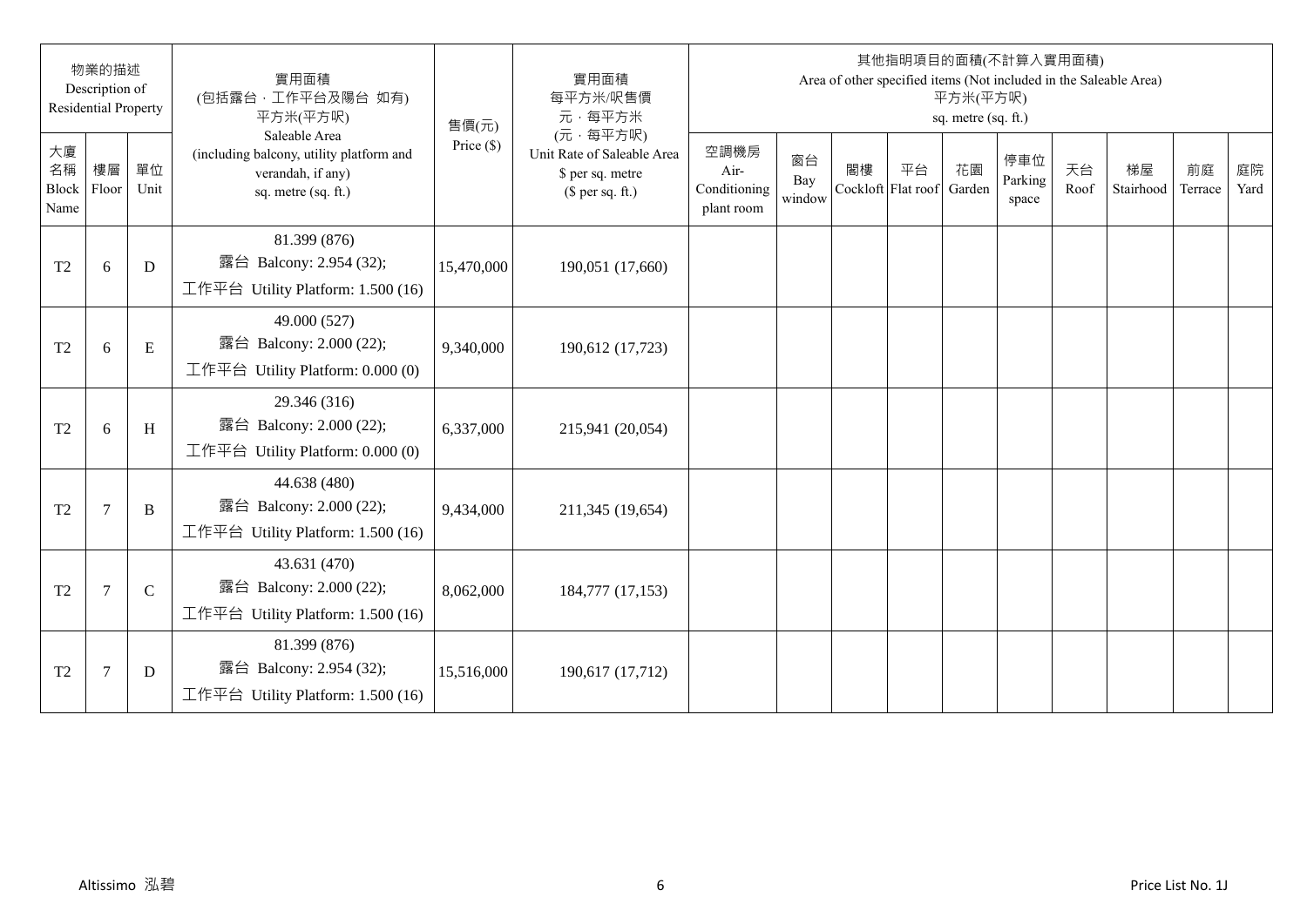| 物業的描述 Description of Residential Property | | | 實用面積 (包括露台，工作平台及陽台 如有) 平方米(平方呎) Saleable Area (including balcony, utility platform and verandah, if any) sq. metre (sq. ft.) | 售價(元) Price ($) | 實用面積 每平方米/呎售價 元，每平方米 (元，每平方呎) Unit Rate of Saleable Area $ per sq. metre ($ per sq. ft.) | 其他指明項目的面積(不計算入實用面積) Area of other specified items (Not included in the Saleable Area) 平方米(平方呎) sq. metre (sq. ft.) | | | | | | | | | |
|---|---|---|---|---|---|---|---|---|---|---|---|---|---|---|---|
| 大廈名稱 Block Name | 樓層 Floor | 單位 Unit | | | | 空調機房 Air-Conditioning plant room | 窗台 Bay window | 閣樓 Cockloft | 平台 Flat roof | 花園 Garden | 停車位 Parking space | 天台 Roof | 梯屋 Stairhood | 前庭 Terrace | 庭院 Yard |
| T2 | 6 | D | 81.399 (876) 露台 Balcony: 2.954 (32); 工作平台 Utility Platform: 1.500 (16) | 15,470,000 | 190,051 (17,660) | | | | | | | | | | |
| T2 | 6 | E | 49.000 (527) 露台 Balcony: 2.000 (22); 工作平台 Utility Platform: 0.000 (0) | 9,340,000 | 190,612 (17,723) | | | | | | | | | | |
| T2 | 6 | H | 29.346 (316) 露台 Balcony: 2.000 (22); 工作平台 Utility Platform: 0.000 (0) | 6,337,000 | 215,941 (20,054) | | | | | | | | | | |
| T2 | 7 | B | 44.638 (480) 露台 Balcony: 2.000 (22); 工作平台 Utility Platform: 1.500 (16) | 9,434,000 | 211,345 (19,654) | | | | | | | | | | |
| T2 | 7 | C | 43.631 (470) 露台 Balcony: 2.000 (22); 工作平台 Utility Platform: 1.500 (16) | 8,062,000 | 184,777 (17,153) | | | | | | | | | | |
| T2 | 7 | D | 81.399 (876) 露台 Balcony: 2.954 (32); 工作平台 Utility Platform: 1.500 (16) | 15,516,000 | 190,617 (17,712) | | | | | | | | | | |

Altissimo 泓碧 Price List No. 1J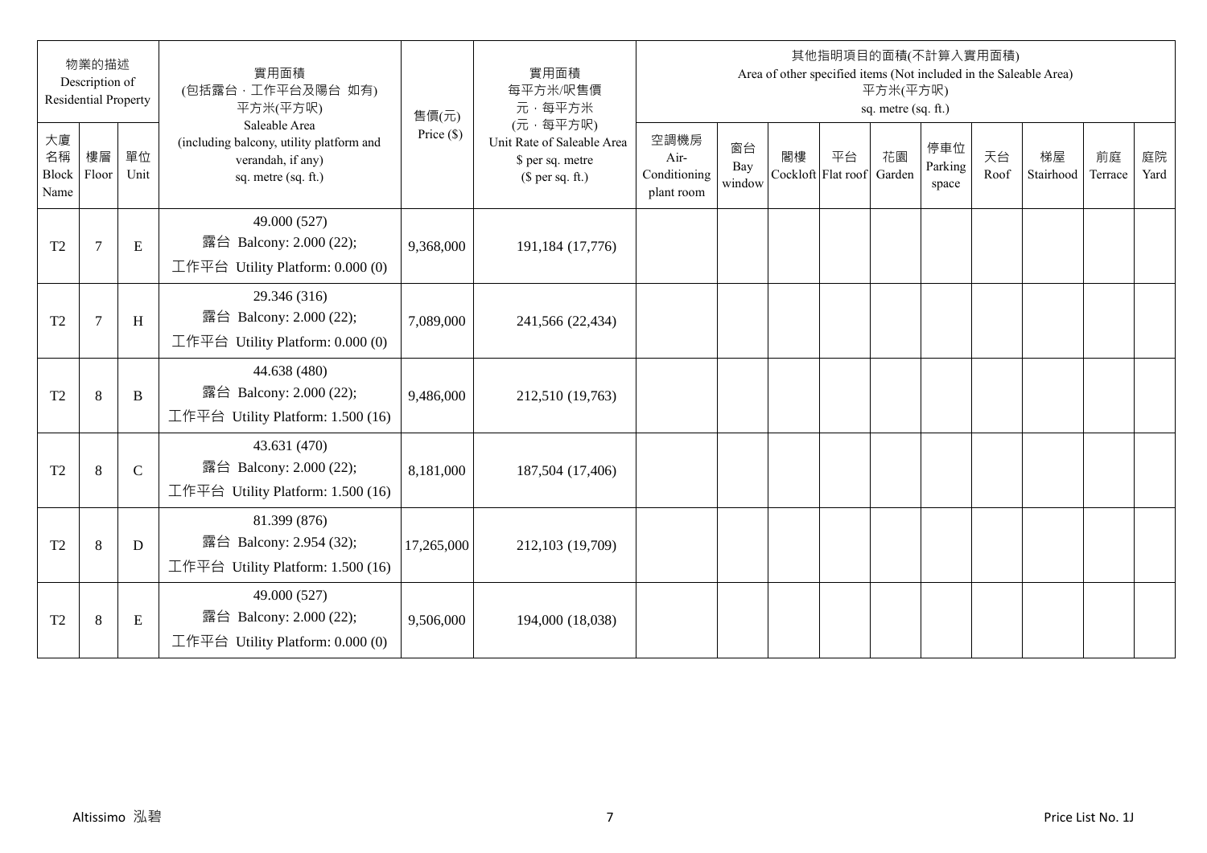| 物業的描述 Description of Residential Property | | | 實用面積 (包括露台，工作平台及陽台 如有) 平方米(平方呎) Saleable Area (including balcony, utility platform and verandah, if any) sq. metre (sq. ft.) | 售價(元) Price ($) | 實用面積 每平方米/呎售價 元，每平方米 (元，每平方呎) Unit Rate of Saleable Area $ per sq. metre ($ per sq. ft.) | 其他指明項目的面積(不計算入實用面積) Area of other specified items (Not included in the Saleable Area) 平方米(平方呎) sq. metre (sq. ft.) | | | | | | | | | |
|---|---|---|---|---|---|---|---|---|---|---|---|---|---|---|---|
| 大廈名稱 Block Name | 樓層 Floor | 單位 Unit | | | | 空調機房 Air-Conditioning plant room | 窗台 Bay window | 閣樓 Cockloft | 平台 Flat roof | 花園 Garden | 停車位 Parking space | 天台 Roof | 梯屋 Stairhood | 前庭 Terrace | 庭院 Yard |
| T2 | 7 | E | 49.000 (527) 露台 Balcony: 2.000 (22); 工作平台 Utility Platform: 0.000 (0) | 9,368,000 | 191,184 (17,776) | | | | | | | | | | |
| T2 | 7 | H | 29.346 (316) 露台 Balcony: 2.000 (22); 工作平台 Utility Platform: 0.000 (0) | 7,089,000 | 241,566 (22,434) | | | | | | | | | | |
| T2 | 8 | B | 44.638 (480) 露台 Balcony: 2.000 (22); 工作平台 Utility Platform: 1.500 (16) | 9,486,000 | 212,510 (19,763) | | | | | | | | | | |
| T2 | 8 | C | 43.631 (470) 露台 Balcony: 2.000 (22); 工作平台 Utility Platform: 1.500 (16) | 8,181,000 | 187,504 (17,406) | | | | | | | | | | |
| T2 | 8 | D | 81.399 (876) 露台 Balcony: 2.954 (32); 工作平台 Utility Platform: 1.500 (16) | 17,265,000 | 212,103 (19,709) | | | | | | | | | | |
| T2 | 8 | E | 49.000 (527) 露台 Balcony: 2.000 (22); 工作平台 Utility Platform: 0.000 (0) | 9,506,000 | 194,000 (18,038) | | | | | | | | | | |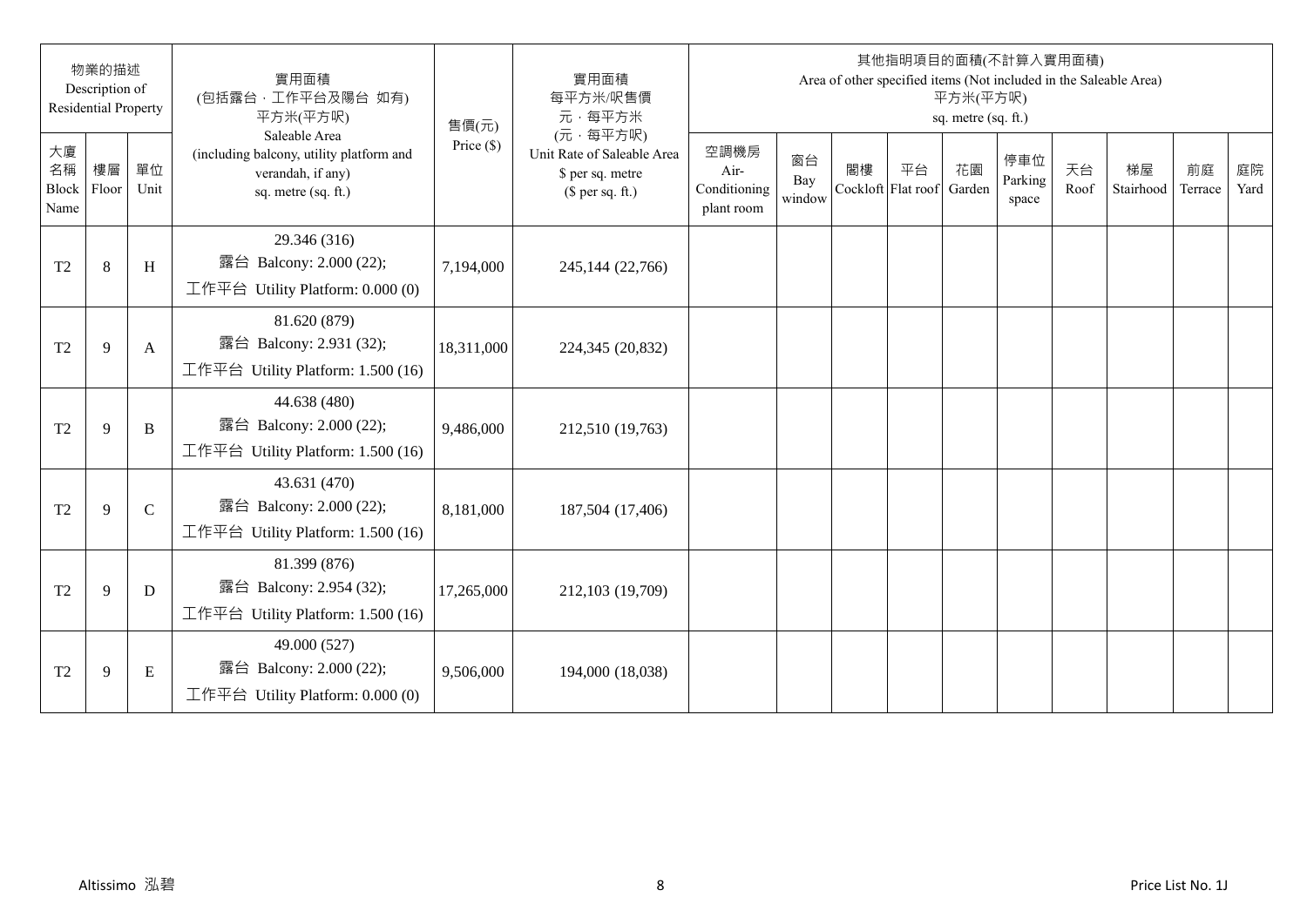| 物業的描述 Description of Residential Property | | | 實用面積 (包括露台，工作平台及陽台 如有) 平方米(平方呎) Saleable Area (including balcony, utility platform and verandah, if any) sq. metre (sq. ft.) | 售價(元) Price ($) | 實用面積 每平方米/呎售價 元，每平方米 (元，每平方呎) Unit Rate of Saleable Area $ per sq. metre ($ per sq. ft.) | 其他指明項目的面積(不計算入實用面積) Area of other specified items (Not included in the Saleable Area) 平方米(平方呎) sq. metre (sq. ft.) | | | | | | | | | |
|---|---|---|---|---|---|---|---|---|---|---|---|---|---|---|---|
| 大廈名稱 Block Name | 樓層 Floor | 單位 Unit | | | | 空調機房 Air-Conditioning plant room | 窗台 Bay window | 閣樓 Cockloft | 平台 Flat roof | 花園 Garden | 停車位 Parking space | 天台 Roof | 梯屋 Stairhood | 前庭 Terrace | 庭院 Yard |
| T2 | 8 | H | 29.346 (316) 露台 Balcony: 2.000 (22); 工作平台 Utility Platform: 0.000 (0) | 7,194,000 | 245,144 (22,766) | | | | | | | | | | |
| T2 | 9 | A | 81.620 (879) 露台 Balcony: 2.931 (32); 工作平台 Utility Platform: 1.500 (16) | 18,311,000 | 224,345 (20,832) | | | | | | | | | | |
| T2 | 9 | B | 44.638 (480) 露台 Balcony: 2.000 (22); 工作平台 Utility Platform: 1.500 (16) | 9,486,000 | 212,510 (19,763) | | | | | | | | | | |
| T2 | 9 | C | 43.631 (470) 露台 Balcony: 2.000 (22); 工作平台 Utility Platform: 1.500 (16) | 8,181,000 | 187,504 (17,406) | | | | | | | | | | |
| T2 | 9 | D | 81.399 (876) 露台 Balcony: 2.954 (32); 工作平台 Utility Platform: 1.500 (16) | 17,265,000 | 212,103 (19,709) | | | | | | | | | | |
| T2 | 9 | E | 49.000 (527) 露台 Balcony: 2.000 (22); 工作平台 Utility Platform: 0.000 (0) | 9,506,000 | 194,000 (18,038) | | | | | | | | | | |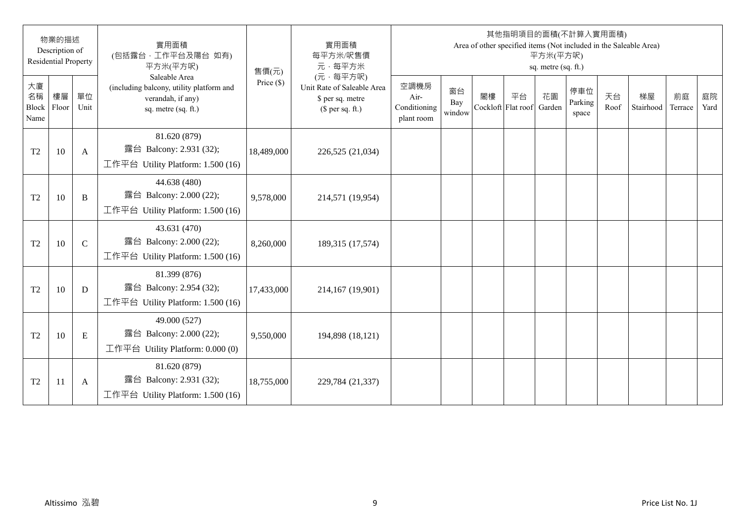| 物業的描述 Description of Residential Property | | | 實用面積 (包括露台．工作平台及陽台 如有) 平方米(平方呎) Saleable Area (including balcony, utility platform and verandah, if any) sq. metre (sq. ft.) | 售價(元) Price ($) | 實用面積 每平方米/呎售價 元．每平方米 (元．每平方呎) Unit Rate of Saleable Area $ per sq. metre ($ per sq. ft.) | 其他指明項目的面積(不計算入實用面積) Area of other specified items (Not included in the Saleable Area) 平方米(平方呎) sq. metre (sq. ft.) | | | | | | | | | |
|---|---|---|---|---|---|---|---|---|---|---|---|---|---|---|---|
| 大廈名稱 Block Name | 樓層 Floor | 單位 Unit | | | | 空調機房 Air-Conditioning plant room | 窗台 Bay window | 閣樓 Cockloft | 平台 Flat roof | 花園 Garden | 停車位 Parking space | 天台 Roof | 梯屋 Stairhood | 前庭 Terrace | 庭院 Yard |
| T2 | 10 | A | 81.620 (879) 露台 Balcony: 2.931 (32); 工作平台 Utility Platform: 1.500 (16) | 18,489,000 | 226,525 (21,034) | | | | | | | | | | |
| T2 | 10 | B | 44.638 (480) 露台 Balcony: 2.000 (22); 工作平台 Utility Platform: 1.500 (16) | 9,578,000 | 214,571 (19,954) | | | | | | | | | | |
| T2 | 10 | C | 43.631 (470) 露台 Balcony: 2.000 (22); 工作平台 Utility Platform: 1.500 (16) | 8,260,000 | 189,315 (17,574) | | | | | | | | | | |
| T2 | 10 | D | 81.399 (876) 露台 Balcony: 2.954 (32); 工作平台 Utility Platform: 1.500 (16) | 17,433,000 | 214,167 (19,901) | | | | | | | | | | |
| T2 | 10 | E | 49.000 (527) 露台 Balcony: 2.000 (22); 工作平台 Utility Platform: 0.000 (0) | 9,550,000 | 194,898 (18,121) | | | | | | | | | | |
| T2 | 11 | A | 81.620 (879) 露台 Balcony: 2.931 (32); 工作平台 Utility Platform: 1.500 (16) | 18,755,000 | 229,784 (21,337) | | | | | | | | | | |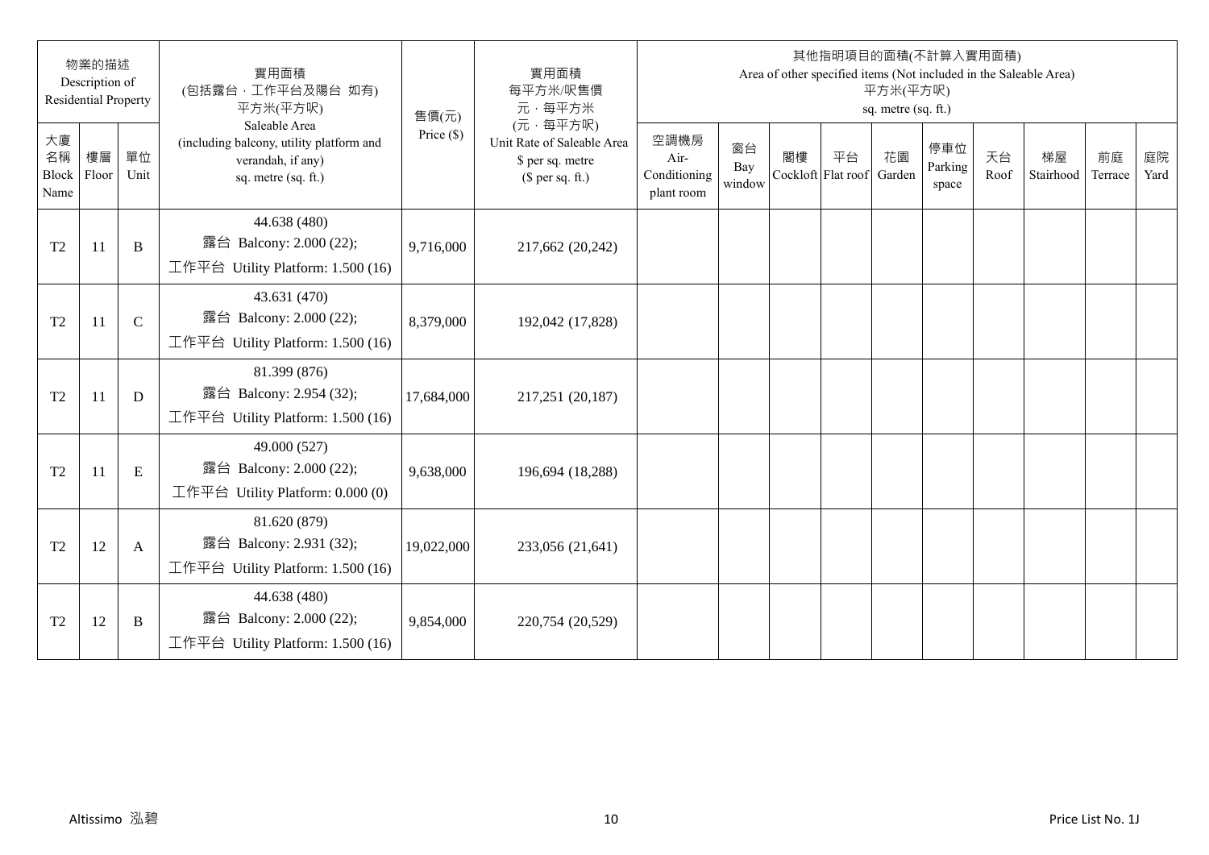| 物業的描述 Description of Residential Property | | | 實用面積 (包括露台．工作平台及陽台 如有) 平方米(平方呎) Saleable Area (including balcony, utility platform and verandah, if any) sq. metre (sq. ft.) | 售價(元) Price ($) | 實用面積 每平方米/呎售價 元．每平方米 (元．每平方呎) Unit Rate of Saleable Area $ per sq. metre ($ per sq. ft.) | 其他指明項目的面積(不計算入實用面積) Area of other specified items (Not included in the Saleable Area) 平方米(平方呎) sq. metre (sq. ft.) | | | | | | | | | |
|---|---|---|---|---|---|---|---|---|---|---|---|---|---|---|---|
| 大廈名稱 Block Name | 樓層 Floor | 單位 Unit | | | | 空調機房 Air-Conditioning plant room | 窗台 Bay window | 閣樓 Cockloft | 平台 Flat roof | 花園 Garden | 停車位 Parking space | 天台 Roof | 梯屋 Stairhood | 前庭 Terrace | 庭院 Yard |
| T2 | 11 | B | 44.638 (480) 露台 Balcony: 2.000 (22); 工作平台 Utility Platform: 1.500 (16) | 9,716,000 | 217,662 (20,242) | | | | | | | | | | |
| T2 | 11 | C | 43.631 (470) 露台 Balcony: 2.000 (22); 工作平台 Utility Platform: 1.500 (16) | 8,379,000 | 192,042 (17,828) | | | | | | | | | | |
| T2 | 11 | D | 81.399 (876) 露台 Balcony: 2.954 (32); 工作平台 Utility Platform: 1.500 (16) | 17,684,000 | 217,251 (20,187) | | | | | | | | | | |
| T2 | 11 | E | 49.000 (527) 露台 Balcony: 2.000 (22); 工作平台 Utility Platform: 0.000 (0) | 9,638,000 | 196,694 (18,288) | | | | | | | | | | |
| T2 | 12 | A | 81.620 (879) 露台 Balcony: 2.931 (32); 工作平台 Utility Platform: 1.500 (16) | 19,022,000 | 233,056 (21,641) | | | | | | | | | | |
| T2 | 12 | B | 44.638 (480) 露台 Balcony: 2.000 (22); 工作平台 Utility Platform: 1.500 (16) | 9,854,000 | 220,754 (20,529) | | | | | | | | | | |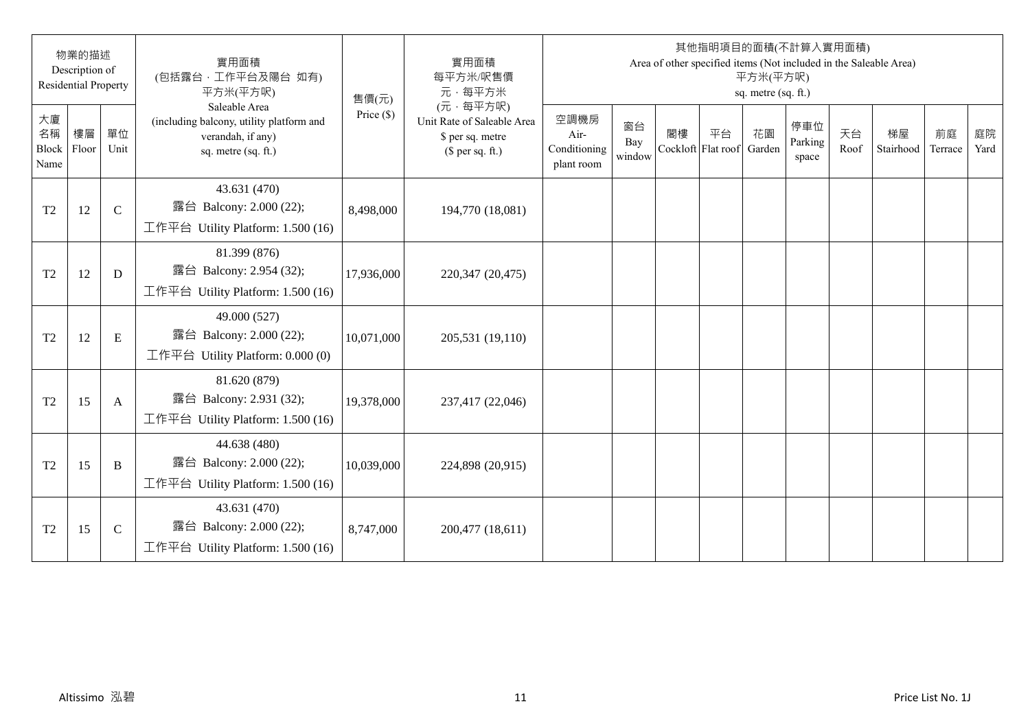| 物業的描述 Description of Residential Property | | | 實用面積 (包括露台，工作平台及陽台 如有) 平方米(平方呎) Saleable Area (including balcony, utility platform and verandah, if any) sq. metre (sq. ft.) | 售價(元) Price ($) | 實用面積 每平方米/呎售價 元，每平方米 (元，每平方呎) Unit Rate of Saleable Area $ per sq. metre ($ per sq. ft.) | 其他指明項目的面積(不計算入實用面積) Area of other specified items (Not included in the Saleable Area) 平方米(平方呎) sq. metre (sq. ft.) | | | | | | | | | |
|---|---|---|---|---|---|---|---|---|---|---|---|---|---|---|---|
| 大廈名稱 Block Name | 樓層 Floor | 單位 Unit | | | | 空調機房 Air-Conditioning plant room | 窗台 Bay window | 閣樓 Cockloft | 平台 Flat roof | 花園 Garden | 停車位 Parking space | 天台 Roof | 梯屋 Stairhood | 前庭 Terrace | 庭院 Yard |
| T2 | 12 | C | 43.631 (470) 露台 Balcony: 2.000 (22); 工作平台 Utility Platform: 1.500 (16) | 8,498,000 | 194,770 (18,081) | | | | | | | | | | |
| T2 | 12 | D | 81.399 (876) 露台 Balcony: 2.954 (32); 工作平台 Utility Platform: 1.500 (16) | 17,936,000 | 220,347 (20,475) | | | | | | | | | | |
| T2 | 12 | E | 49.000 (527) 露台 Balcony: 2.000 (22); 工作平台 Utility Platform: 0.000 (0) | 10,071,000 | 205,531 (19,110) | | | | | | | | | | |
| T2 | 15 | A | 81.620 (879) 露台 Balcony: 2.931 (32); 工作平台 Utility Platform: 1.500 (16) | 19,378,000 | 237,417 (22,046) | | | | | | | | | | |
| T2 | 15 | B | 44.638 (480) 露台 Balcony: 2.000 (22); 工作平台 Utility Platform: 1.500 (16) | 10,039,000 | 224,898 (20,915) | | | | | | | | | | |
| T2 | 15 | C | 43.631 (470) 露台 Balcony: 2.000 (22); 工作平台 Utility Platform: 1.500 (16) | 8,747,000 | 200,477 (18,611) | | | | | | | | | | |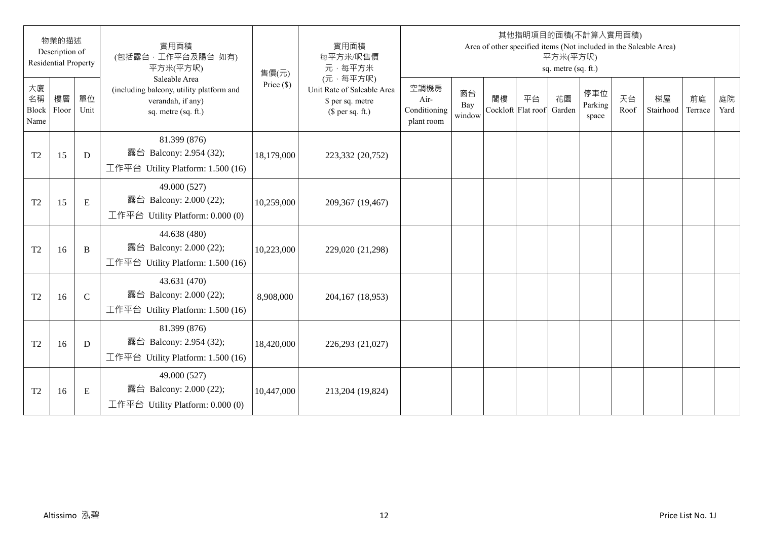| 物業的描述 Description of Residential Property | | | 實用面積 (包括露台，工作平台及陽台 如有) 平方米(平方呎) Saleable Area (including balcony, utility platform and verandah, if any) sq. metre (sq. ft.) | 售價(元) Price ($) | 實用面積 每平方米/呎售價 元，每平方米 (元，每平方呎) Unit Rate of Saleable Area $ per sq. metre ($ per sq. ft.) | 其他指明項目的面積(不計算入實用面積) Area of other specified items (Not included in the Saleable Area) 平方米(平方呎) sq. metre (sq. ft.) | | | | | | | | | |
|---|---|---|---|---|---|---|---|---|---|---|---|---|---|---|---|
| 大廈名稱 Block Name | 樓層 Floor | 單位 Unit | | | | 空調機房 Air-Conditioning plant room | 窗台 Bay window | 閣樓 Cockloft | 平台 Flat roof | 花園 Garden | 停車位 Parking space | 天台 Roof | 梯屋 Stairhood | 前庭 Terrace | 庭院 Yard |
| T2 | 15 | D | 81.399 (876) 露台 Balcony: 2.954 (32); 工作平台 Utility Platform: 1.500 (16) | 18,179,000 | 223,332 (20,752) | | | | | | | | | | |
| T2 | 15 | E | 49.000 (527) 露台 Balcony: 2.000 (22); 工作平台 Utility Platform: 0.000 (0) | 10,259,000 | 209,367 (19,467) | | | | | | | | | | |
| T2 | 16 | B | 44.638 (480) 露台 Balcony: 2.000 (22); 工作平台 Utility Platform: 1.500 (16) | 10,223,000 | 229,020 (21,298) | | | | | | | | | | |
| T2 | 16 | C | 43.631 (470) 露台 Balcony: 2.000 (22); 工作平台 Utility Platform: 1.500 (16) | 8,908,000 | 204,167 (18,953) | | | | | | | | | | |
| T2 | 16 | D | 81.399 (876) 露台 Balcony: 2.954 (32); 工作平台 Utility Platform: 1.500 (16) | 18,420,000 | 226,293 (21,027) | | | | | | | | | | |
| T2 | 16 | E | 49.000 (527) 露台 Balcony: 2.000 (22); 工作平台 Utility Platform: 0.000 (0) | 10,447,000 | 213,204 (19,824) | | | | | | | | | | |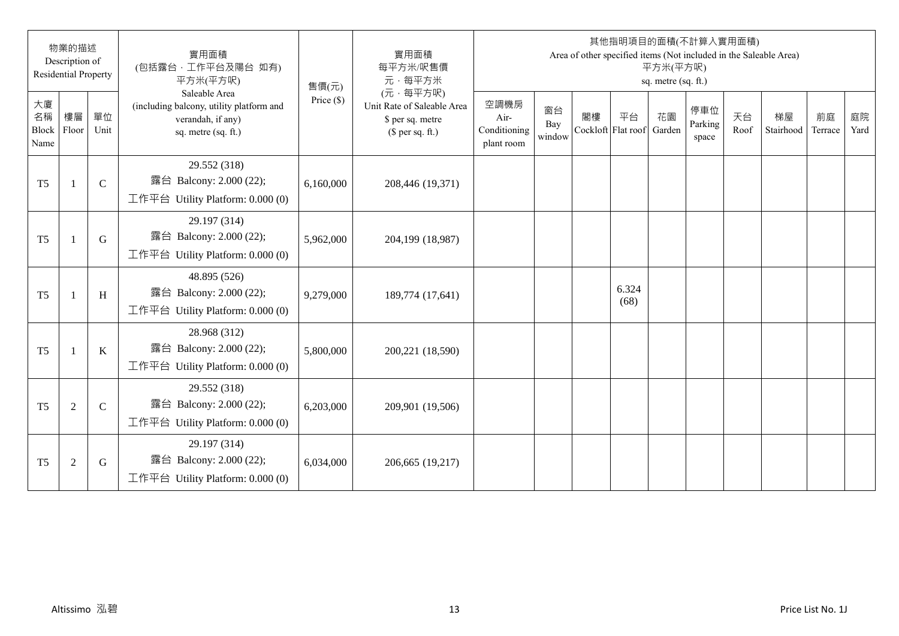| 物業的描述 Description of Residential Property | | | 實用面積 (包括露台,工作平台及陽台 如有) 平方米(平方呎) Saleable Area (including balcony, utility platform and verandah, if any) sq. metre (sq. ft.) | 售價(元) Price ($) | 實用面積 每平方米/呎售價 元,每平方米 (元,每平方呎) Unit Rate of Saleable Area $ per sq. metre ($ per sq. ft.) | 其他指明項目的面積(不計算入實用面積) Area of other specified items (Not included in the Saleable Area) 平方米(平方呎) sq. metre (sq. ft.) | | | | | | | | | |
|---|---|---|---|---|---|---|---|---|---|---|---|---|---|---|---|
| 大廈名稱 Block Name | 樓層 Floor | 單位 Unit | | | | 空調機房 Air-Conditioning plant room | 窗台 Bay window | 閣樓 Cockloft | 平台 Flat roof | 花園 Garden | 停車位 Parking space | 天台 Roof | 梯屋 Stairhood | 前庭 Terrace | 庭院 Yard |
| T5 | 1 | C | 29.552 (318) 露台 Balcony: 2.000 (22); 工作平台 Utility Platform: 0.000 (0) | 6,160,000 | 208,446 (19,371) | | | | | | | | | | |
| T5 | 1 | G | 29.197 (314) 露台 Balcony: 2.000 (22); 工作平台 Utility Platform: 0.000 (0) | 5,962,000 | 204,199 (18,987) | | | | | | | | | | |
| T5 | 1 | H | 48.895 (526) 露台 Balcony: 2.000 (22); 工作平台 Utility Platform: 0.000 (0) | 9,279,000 | 189,774 (17,641) | | | | 6.324 (68) | | | | | | |
| T5 | 1 | K | 28.968 (312) 露台 Balcony: 2.000 (22); 工作平台 Utility Platform: 0.000 (0) | 5,800,000 | 200,221 (18,590) | | | | | | | | | | |
| T5 | 2 | C | 29.552 (318) 露台 Balcony: 2.000 (22); 工作平台 Utility Platform: 0.000 (0) | 6,203,000 | 209,901 (19,506) | | | | | | | | | | |
| T5 | 2 | G | 29.197 (314) 露台 Balcony: 2.000 (22); 工作平台 Utility Platform: 0.000 (0) | 6,034,000 | 206,665 (19,217) | | | | | | | | | | |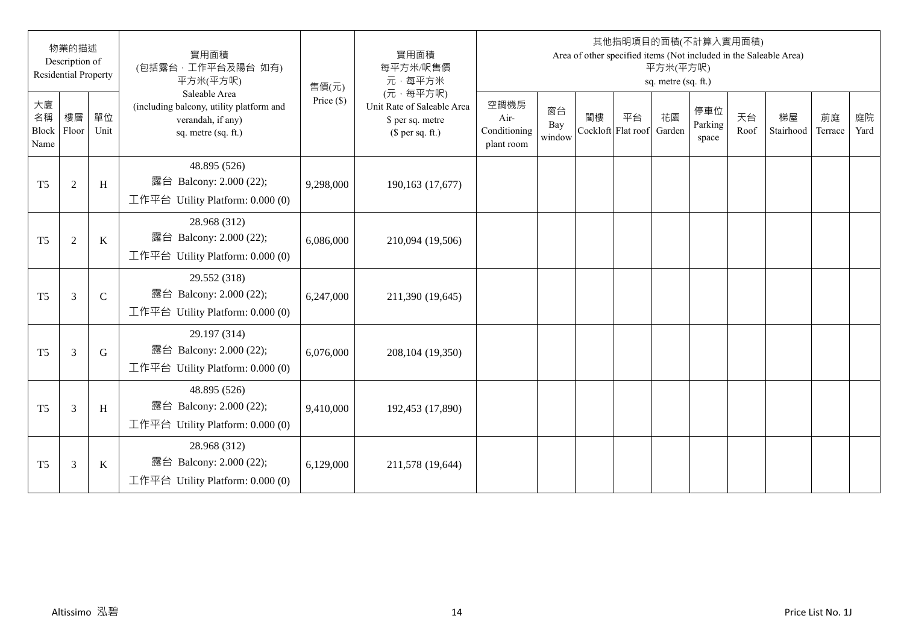| 物業的描述 Description of Residential Property | | | 實用面積 (包括露台，工作平台及陽台 如有) 平方米(平方呎) Saleable Area (including balcony, utility platform and verandah, if any) sq. metre (sq. ft.) | 售價(元) Price ($) | 實用面積 每平方米/呎售價 元，每平方米 (元，每平方呎) Unit Rate of Saleable Area $ per sq. metre ($ per sq. ft.) | 其他指明項目的面積(不計算入實用面積) Area of other specified items (Not included in the Saleable Area) 平方米(平方呎) sq. metre (sq. ft.) | | | | | | | | | |
|---|---|---|---|---|---|---|---|---|---|---|---|---|---|---|---|
| 大廈名稱 Block Name | 樓層 Floor | 單位 Unit | | | | 空調機房 Air-Conditioning plant room | 窗台 Bay window | 閣樓 Cockloft | 平台 Flat roof | 花園 Garden | 停車位 Parking space | 天台 Roof | 梯屋 Stairhood | 前庭 Terrace | 庭院 Yard |
| T5 | 2 | H | 48.895 (526) 露台 Balcony: 2.000 (22); 工作平台 Utility Platform: 0.000 (0) | 9,298,000 | 190,163 (17,677) | | | | | | | | | | |
| T5 | 2 | K | 28.968 (312) 露台 Balcony: 2.000 (22); 工作平台 Utility Platform: 0.000 (0) | 6,086,000 | 210,094 (19,506) | | | | | | | | | | |
| T5 | 3 | C | 29.552 (318) 露台 Balcony: 2.000 (22); 工作平台 Utility Platform: 0.000 (0) | 6,247,000 | 211,390 (19,645) | | | | | | | | | | |
| T5 | 3 | G | 29.197 (314) 露台 Balcony: 2.000 (22); 工作平台 Utility Platform: 0.000 (0) | 6,076,000 | 208,104 (19,350) | | | | | | | | | | |
| T5 | 3 | H | 48.895 (526) 露台 Balcony: 2.000 (22); 工作平台 Utility Platform: 0.000 (0) | 9,410,000 | 192,453 (17,890) | | | | | | | | | | |
| T5 | 3 | K | 28.968 (312) 露台 Balcony: 2.000 (22); 工作平台 Utility Platform: 0.000 (0) | 6,129,000 | 211,578 (19,644) | | | | | | | | | | |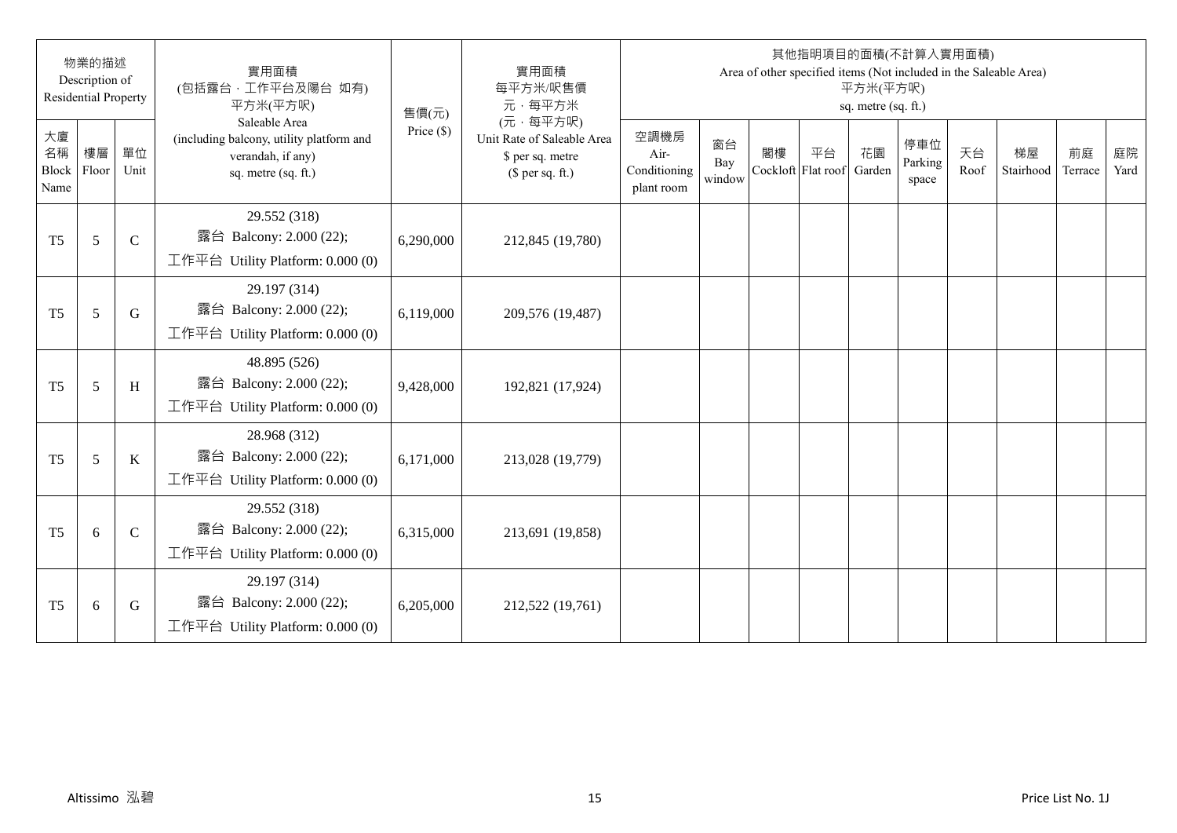| 物業的描述 Description of Residential Property | | | 實用面積 (包括露台，工作平台及陽台 如有) 平方米(平方呎) Saleable Area (including balcony, utility platform and verandah, if any) sq. metre (sq. ft.) | 售價(元) Price ($) | 實用面積 每平方米/呎售價 元，每平方米 (元，每平方呎) Unit Rate of Saleable Area $ per sq. metre ($ per sq. ft.) | 其他指明項目的面積(不計算入實用面積) Area of other specified items (Not included in the Saleable Area) 平方米(平方呎) sq. metre (sq. ft.) | | | | | | | | | |
|---|---|---|---|---|---|---|---|---|---|---|---|---|---|---|---|
| 大廈名稱 Block Name | 樓層 Floor | 單位 Unit | | | | 空調機房 Air-Conditioning plant room | 窗台 Bay window | 閣樓 Cockloft | 平台 Flat roof | 花園 Garden | 停車位 Parking space | 天台 Roof | 梯屋 Stairhood | 前庭 Terrace | 庭院 Yard |
| T5 | 5 | C | 29.552 (318) 露台 Balcony: 2.000 (22); 工作平台 Utility Platform: 0.000 (0) | 6,290,000 | 212,845 (19,780) | | | | | | | | | | |
| T5 | 5 | G | 29.197 (314) 露台 Balcony: 2.000 (22); 工作平台 Utility Platform: 0.000 (0) | 6,119,000 | 209,576 (19,487) | | | | | | | | | | |
| T5 | 5 | H | 48.895 (526) 露台 Balcony: 2.000 (22); 工作平台 Utility Platform: 0.000 (0) | 9,428,000 | 192,821 (17,924) | | | | | | | | | | |
| T5 | 5 | K | 28.968 (312) 露台 Balcony: 2.000 (22); 工作平台 Utility Platform: 0.000 (0) | 6,171,000 | 213,028 (19,779) | | | | | | | | | | |
| T5 | 6 | C | 29.552 (318) 露台 Balcony: 2.000 (22); 工作平台 Utility Platform: 0.000 (0) | 6,315,000 | 213,691 (19,858) | | | | | | | | | | |
| T5 | 6 | G | 29.197 (314) 露台 Balcony: 2.000 (22); 工作平台 Utility Platform: 0.000 (0) | 6,205,000 | 212,522 (19,761) | | | | | | | | | | |

Altissimo 泓碧 Price List No. 1J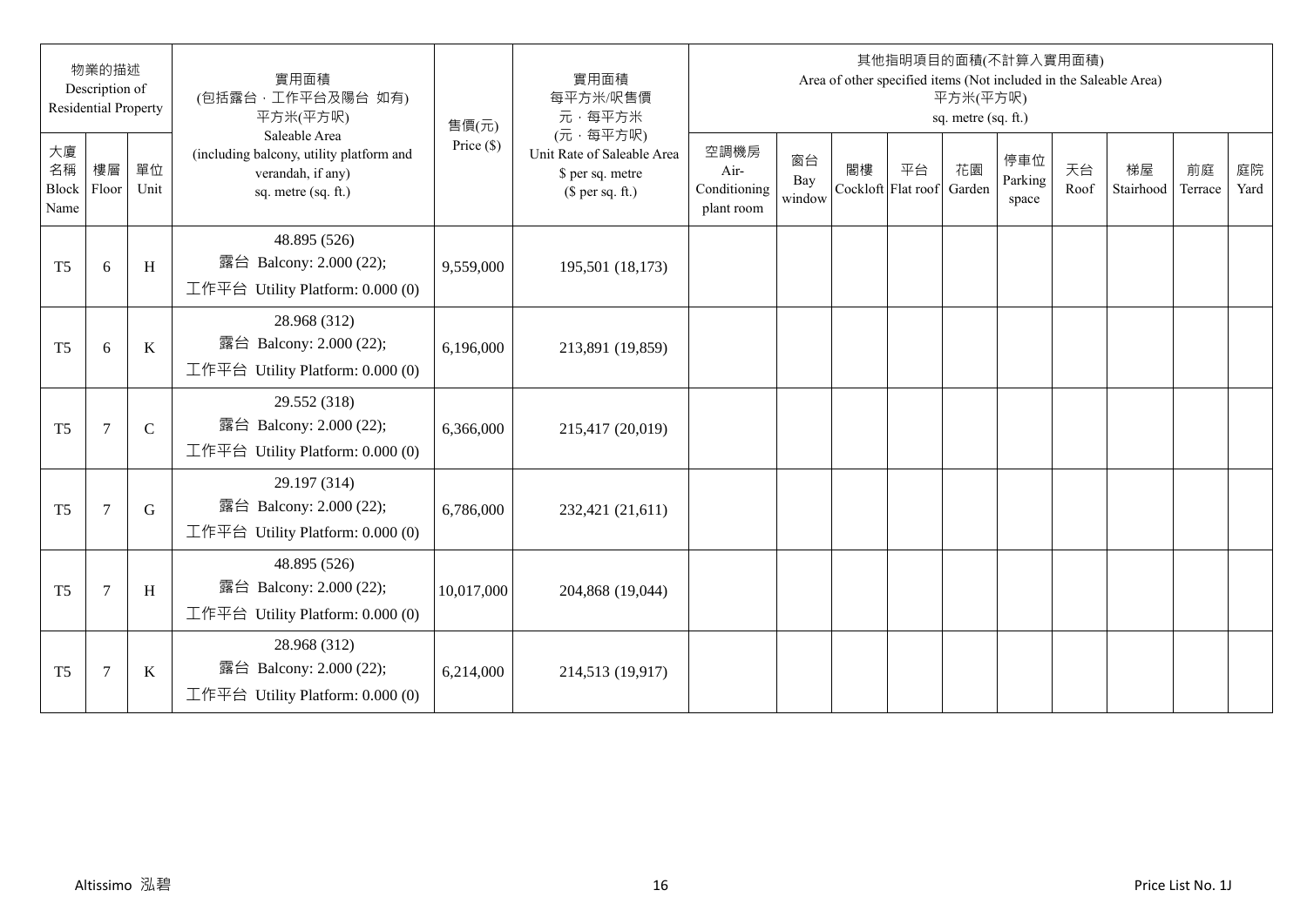| 物業的描述 Description of Residential Property | | | 實用面積 (包括露台，工作平台及陽台 如有) 平方米(平方呎) Saleable Area (including balcony, utility platform and verandah, if any) sq. metre (sq. ft.) | 售價(元) Price ($) | 實用面積 每平方米/呎售價 元，每平方米 (元，每平方呎) Unit Rate of Saleable Area $ per sq. metre ($ per sq. ft.) | 其他指明項目的面積(不計算入實用面積) Area of other specified items (Not included in the Saleable Area) 平方米(平方呎) sq. metre (sq. ft.) | | | | | | | | | |
|---|---|---|---|---|---|---|---|---|---|---|---|---|---|---|---|
| 大廈名稱 Block Name | 樓層 Floor | 單位 Unit | | | | 空調機房 Air-Conditioning plant room | 窗台 Bay window | 閣樓 Cockloft | 平台 Flat roof | 花園 Garden | 停車位 Parking space | 天台 Roof | 梯屋 Stairhood | 前庭 Terrace | 庭院 Yard |
| T5 | 6 | H | 48.895 (526) 露台 Balcony: 2.000 (22); 工作平台 Utility Platform: 0.000 (0) | 9,559,000 | 195,501 (18,173) | | | | | | | | | | |
| T5 | 6 | K | 28.968 (312) 露台 Balcony: 2.000 (22); 工作平台 Utility Platform: 0.000 (0) | 6,196,000 | 213,891 (19,859) | | | | | | | | | | |
| T5 | 7 | C | 29.552 (318) 露台 Balcony: 2.000 (22); 工作平台 Utility Platform: 0.000 (0) | 6,366,000 | 215,417 (20,019) | | | | | | | | | | |
| T5 | 7 | G | 29.197 (314) 露台 Balcony: 2.000 (22); 工作平台 Utility Platform: 0.000 (0) | 6,786,000 | 232,421 (21,611) | | | | | | | | | | |
| T5 | 7 | H | 48.895 (526) 露台 Balcony: 2.000 (22); 工作平台 Utility Platform: 0.000 (0) | 10,017,000 | 204,868 (19,044) | | | | | | | | | | |
| T5 | 7 | K | 28.968 (312) 露台 Balcony: 2.000 (22); 工作平台 Utility Platform: 0.000 (0) | 6,214,000 | 214,513 (19,917) | | | | | | | | | | |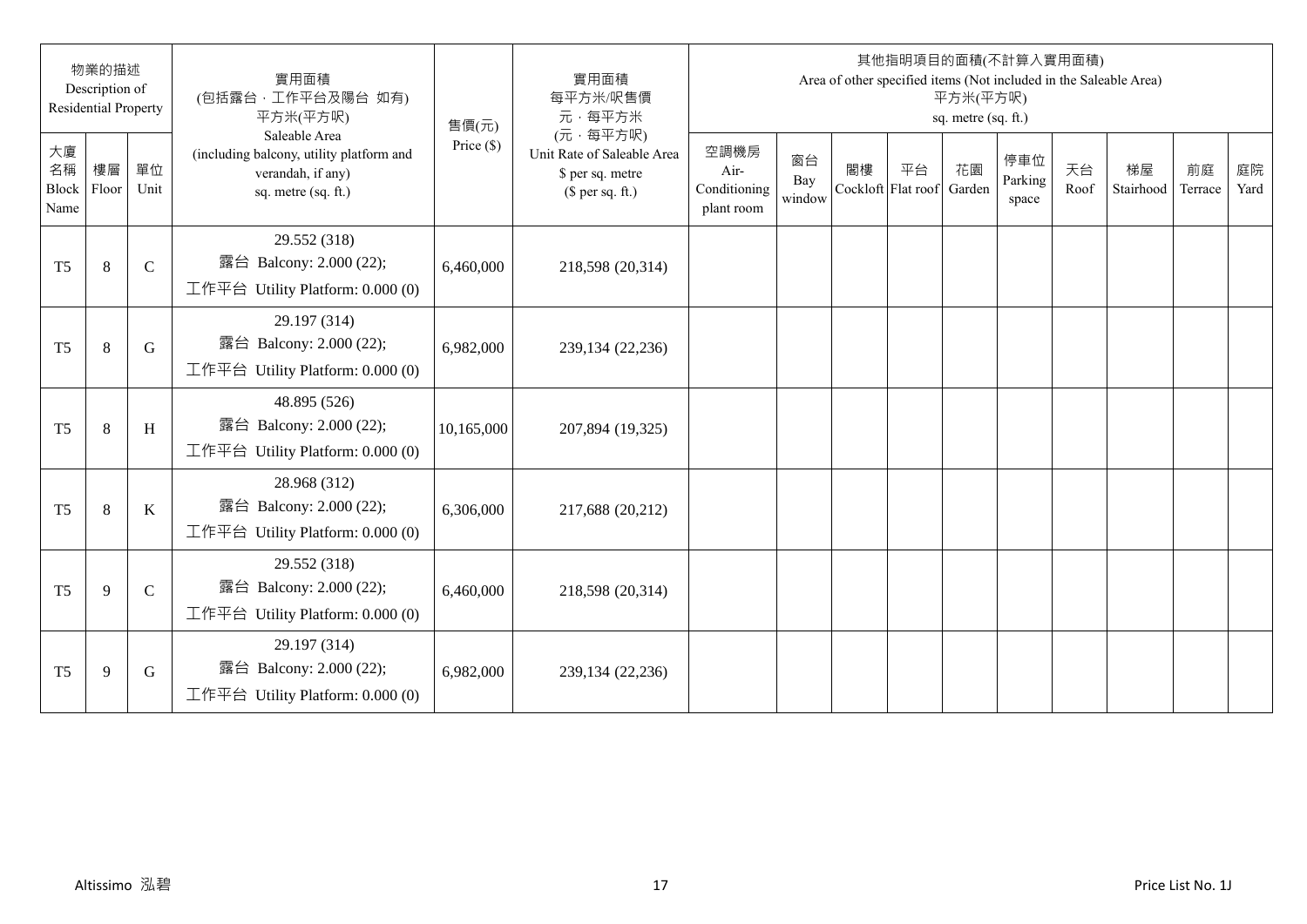| 物業的描述 Description of Residential Property | | | 實用面積 (包括露台，工作平台及陽台 如有) 平方米(平方呎) Saleable Area (including balcony, utility platform and verandah, if any) sq. metre (sq. ft.) | 售價(元) Price ($) | 實用面積 每平方米/呎售價 元，每平方米 (元，每平方呎) Unit Rate of Saleable Area $ per sq. metre ($ per sq. ft.) | 其他指明項目的面積(不計算入實用面積) Area of other specified items (Not included in the Saleable Area) 平方米(平方呎) sq. metre (sq. ft.) | | | | | | | | | |
|---|---|---|---|---|---|---|---|---|---|---|---|---|---|---|---|
| 大廈名稱 Block Name | 樓層 Floor | 單位 Unit | | | | 空調機房 Air-Conditioning plant room | 窗台 Bay window | 閣樓 Cockloft | 平台 Flat roof | 花園 Garden | 停車位 Parking space | 天台 Roof | 梯屋 Stairhood | 前庭 Terrace | 庭院 Yard |
| T5 | 8 | C | 29.552 (318) 露台 Balcony: 2.000 (22); 工作平台 Utility Platform: 0.000 (0) | 6,460,000 | 218,598 (20,314) | | | | | | | | | | |
| T5 | 8 | G | 29.197 (314) 露台 Balcony: 2.000 (22); 工作平台 Utility Platform: 0.000 (0) | 6,982,000 | 239,134 (22,236) | | | | | | | | | | |
| T5 | 8 | H | 48.895 (526) 露台 Balcony: 2.000 (22); 工作平台 Utility Platform: 0.000 (0) | 10,165,000 | 207,894 (19,325) | | | | | | | | | | |
| T5 | 8 | K | 28.968 (312) 露台 Balcony: 2.000 (22); 工作平台 Utility Platform: 0.000 (0) | 6,306,000 | 217,688 (20,212) | | | | | | | | | | |
| T5 | 9 | C | 29.552 (318) 露台 Balcony: 2.000 (22); 工作平台 Utility Platform: 0.000 (0) | 6,460,000 | 218,598 (20,314) | | | | | | | | | | |
| T5 | 9 | G | 29.197 (314) 露台 Balcony: 2.000 (22); 工作平台 Utility Platform: 0.000 (0) | 6,982,000 | 239,134 (22,236) | | | | | | | | | | |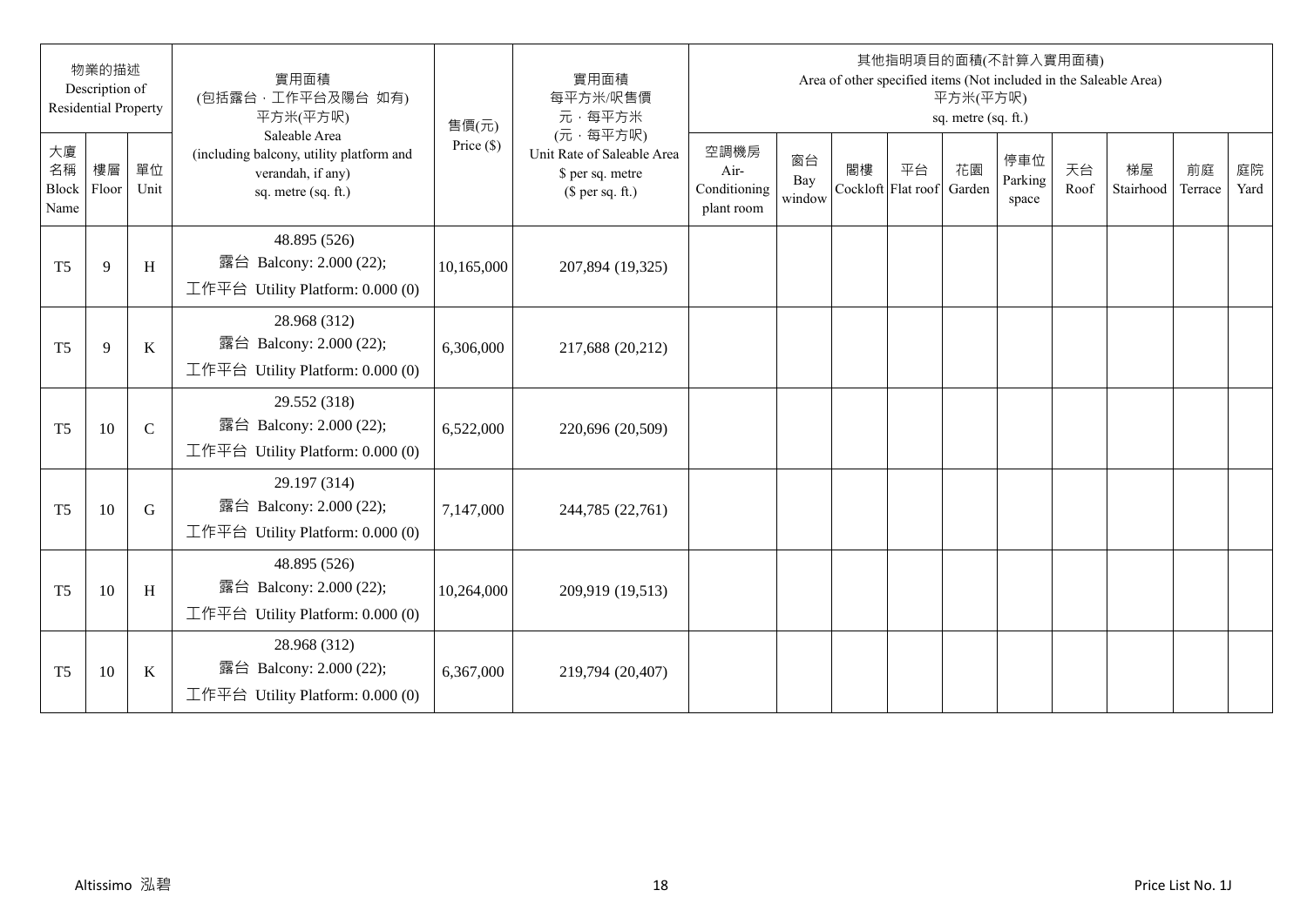| 物業的描述 Description of Residential Property | | | 實用面積 (包括露台，工作平台及陽台 如有) 平方米(平方呎) Saleable Area (including balcony, utility platform and verandah, if any) sq. metre (sq. ft.) | 售價(元) Price ($) | 實用面積 每平方米/呎售價 元，每平方米 (元，每平方呎) Unit Rate of Saleable Area $ per sq. metre ($ per sq. ft.) | 其他指明項目的面積(不計算入實用面積) Area of other specified items (Not included in the Saleable Area) 平方米(平方呎) sq. metre (sq. ft.) | | | | | | | | | |
|---|---|---|---|---|---|---|---|---|---|---|---|---|---|---|---|
| 大廈名稱 Block Name | 樓層 Floor | 單位 Unit | | | | 空調機房 Air-Conditioning plant room | 窗台 Bay window | 閣樓 Cockloft | 平台 Flat roof | 花園 Garden | 停車位 Parking space | 天台 Roof | 梯屋 Stairhood | 前庭 Terrace | 庭院 Yard |
| T5 | 9 | H | 48.895 (526) 露台 Balcony: 2.000 (22); 工作平台 Utility Platform: 0.000 (0) | 10,165,000 | 207,894 (19,325) | | | | | | | | | | |
| T5 | 9 | K | 28.968 (312) 露台 Balcony: 2.000 (22); 工作平台 Utility Platform: 0.000 (0) | 6,306,000 | 217,688 (20,212) | | | | | | | | | | |
| T5 | 10 | C | 29.552 (318) 露台 Balcony: 2.000 (22); 工作平台 Utility Platform: 0.000 (0) | 6,522,000 | 220,696 (20,509) | | | | | | | | | | |
| T5 | 10 | G | 29.197 (314) 露台 Balcony: 2.000 (22); 工作平台 Utility Platform: 0.000 (0) | 7,147,000 | 244,785 (22,761) | | | | | | | | | | |
| T5 | 10 | H | 48.895 (526) 露台 Balcony: 2.000 (22); 工作平台 Utility Platform: 0.000 (0) | 10,264,000 | 209,919 (19,513) | | | | | | | | | | |
| T5 | 10 | K | 28.968 (312) 露台 Balcony: 2.000 (22); 工作平台 Utility Platform: 0.000 (0) | 6,367,000 | 219,794 (20,407) | | | | | | | | | | |

Altissimo 泓碧 Price List No. 1J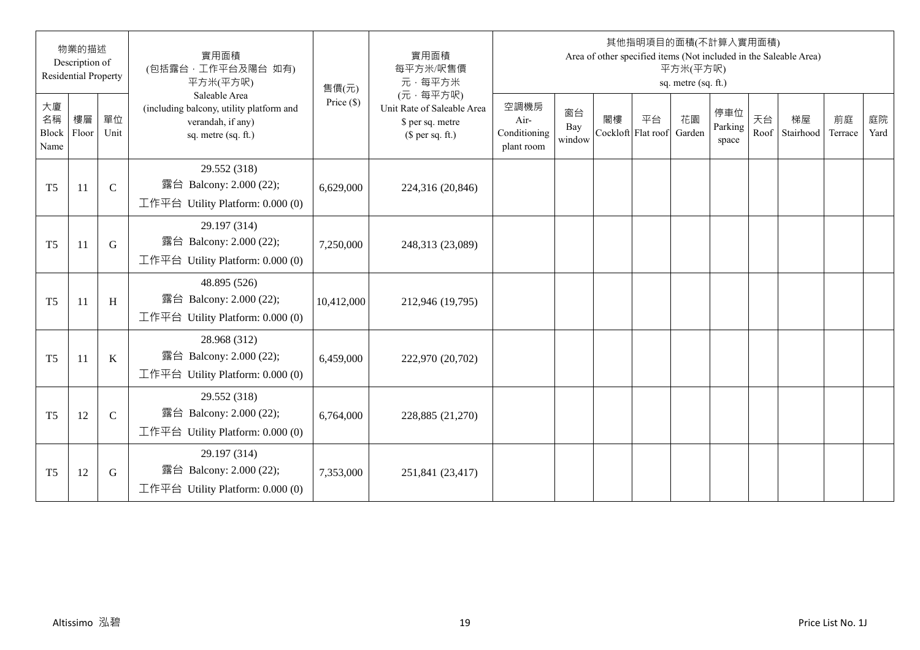| 物業的描述 Description of Residential Property | | | 實用面積 (包括露台，工作平台及陽台 如有) 平方米(平方呎) Saleable Area (including balcony, utility platform and verandah, if any) sq. metre (sq. ft.) | 售價(元) Price ($) | 實用面積 每平方米/呎售價 元，每平方米 (元，每平方呎) Unit Rate of Saleable Area $ per sq. metre ($ per sq. ft.) | 其他指明項目的面積(不計算入實用面積) Area of other specified items (Not included in the Saleable Area) 平方米(平方呎) sq. metre (sq. ft.) | | | | | | | | | |
|---|---|---|---|---|---|---|---|---|---|---|---|---|---|---|---|
| 大廈名稱 Block Name | 樓層 Floor | 單位 Unit | | | | 空調機房 Air-Conditioning plant room | 窗台 Bay window | 閣樓 Cockloft | 平台 Flat roof | 花園 Garden | 停車位 Parking space | 天台 Roof | 梯屋 Stairhood | 前庭 Terrace | 庭院 Yard |
| T5 | 11 | C | 29.552 (318) 露台 Balcony: 2.000 (22); 工作平台 Utility Platform: 0.000 (0) | 6,629,000 | 224,316 (20,846) | | | | | | | | | | |
| T5 | 11 | G | 29.197 (314) 露台 Balcony: 2.000 (22); 工作平台 Utility Platform: 0.000 (0) | 7,250,000 | 248,313 (23,089) | | | | | | | | | | |
| T5 | 11 | H | 48.895 (526) 露台 Balcony: 2.000 (22); 工作平台 Utility Platform: 0.000 (0) | 10,412,000 | 212,946 (19,795) | | | | | | | | | | |
| T5 | 11 | K | 28.968 (312) 露台 Balcony: 2.000 (22); 工作平台 Utility Platform: 0.000 (0) | 6,459,000 | 222,970 (20,702) | | | | | | | | | | |
| T5 | 12 | C | 29.552 (318) 露台 Balcony: 2.000 (22); 工作平台 Utility Platform: 0.000 (0) | 6,764,000 | 228,885 (21,270) | | | | | | | | | | |
| T5 | 12 | G | 29.197 (314) 露台 Balcony: 2.000 (22); 工作平台 Utility Platform: 0.000 (0) | 7,353,000 | 251,841 (23,417) | | | | | | | | | | |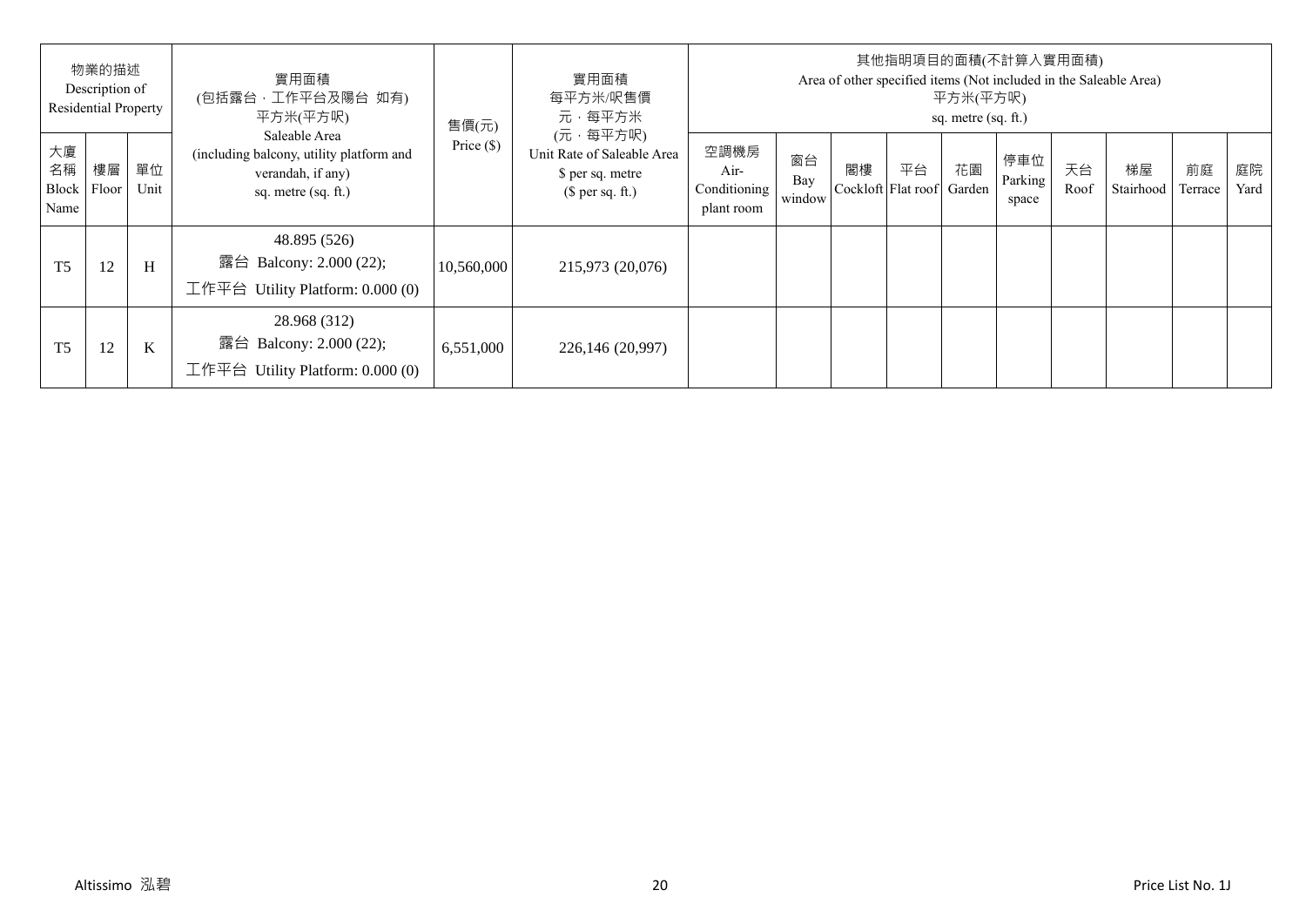| 物業的描述 Description of Residential Property | | | 實用面積 (包括露台，工作平台及陽台 如有) 平方米(平方呎) Saleable Area (including balcony, utility platform and verandah, if any) sq. metre (sq. ft.) | 售價(元) Price ($) | 實用面積 每平方米/呎售價 元，每平方米 (元，每平方呎) Unit Rate of Saleable Area $ per sq. metre ($ per sq. ft.) | 其他指明項目的面積(不計算入實用面積) Area of other specified items (Not included in the Saleable Area) 平方米(平方呎) sq. metre (sq. ft.) | | | | | | | | | |
|---|---|---|---|---|---|---|---|---|---|---|---|---|---|---|---|
| 大廈名稱 Block Name | 樓層 Floor | 單位 Unit | | | | 空調機房 Air-Conditioning plant room | 窗台 Bay window | 閣樓 Cockloft | 平台 Flat roof | 花園 Garden | 停車位 Parking space | 天台 Roof | 梯屋 Stairhood | 前庭 Terrace | 庭院 Yard |
| T5 | 12 | H | 48.895 (526) 露台 Balcony: 2.000 (22); 工作平台 Utility Platform: 0.000 (0) | 10,560,000 | 215,973 (20,076) | | | | | | | | | | |
| T5 | 12 | K | 28.968 (312) 露台 Balcony: 2.000 (22); 工作平台 Utility Platform: 0.000 (0) | 6,551,000 | 226,146 (20,997) | | | | | | | | | | |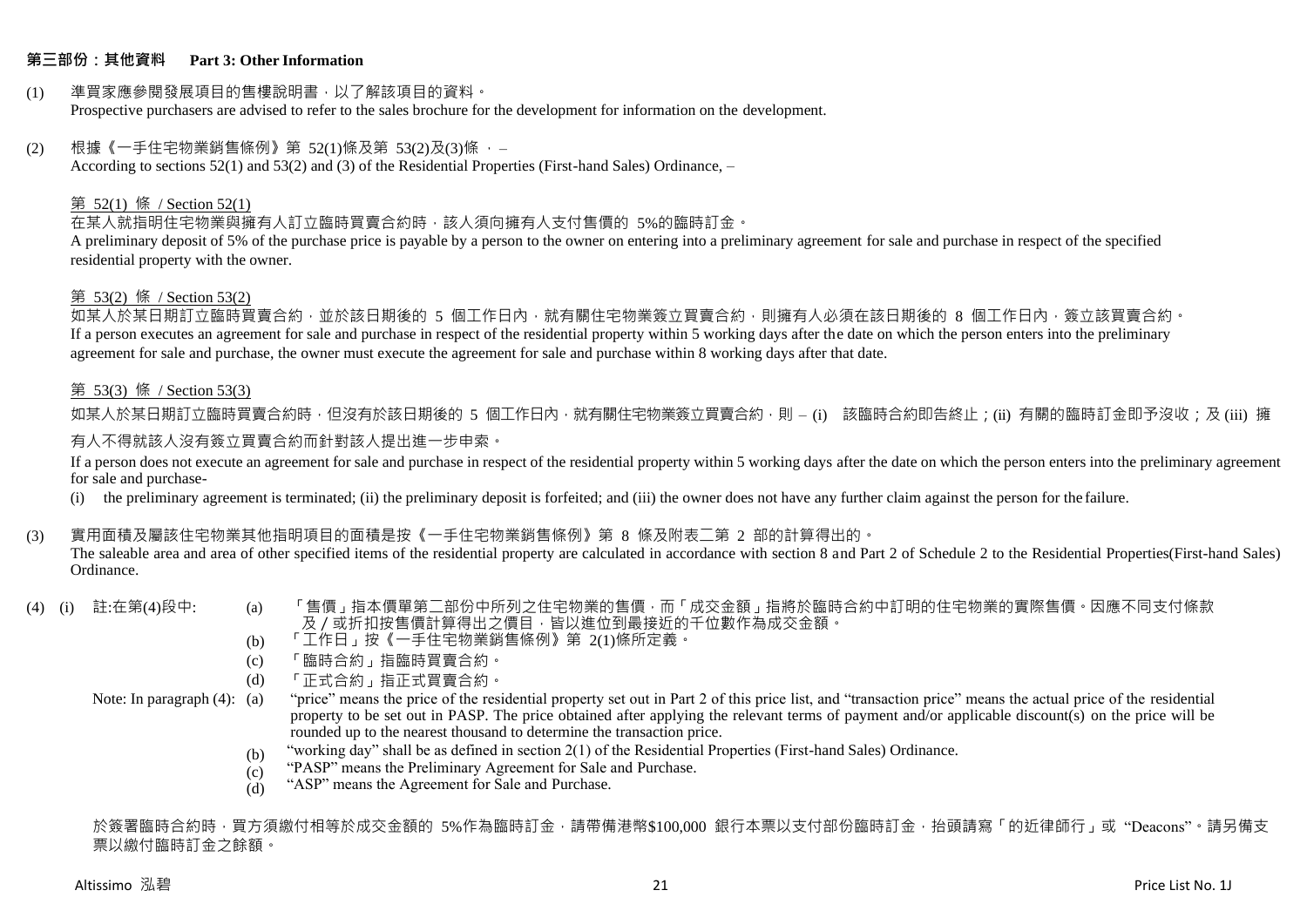## 第三部份：其他資料　Part 3: Other Information

(1) 準買家應參閱發展項目的售樓說明書，以了解該項目的資料。
Prospective purchasers are advised to refer to the sales brochure for the development for information on the development.

(2) 根據《一手住宅物業銷售條例》第 52(1)條及第 53(2)及(3)條 ， –
According to sections 52(1) and 53(2) and (3) of the Residential Properties (First-hand Sales) Ordinance, –

第 52(1) 條 / Section 52(1)

在某人就指明住宅物業與擁有人訂立臨時買賣合約時，該人須向擁有人支付售價的 5%的臨時訂金。
A preliminary deposit of 5% of the purchase price is payable by a person to the owner on entering into a preliminary agreement for sale and purchase in respect of the specified residential property with the owner.

第 53(2) 條 / Section 53(2)

如某人於某日期訂立臨時買賣合約，並於該日期後的 5 個工作日內，就有關住宅物業簽立買賣合約，則擁有人必須在該日期後的 8 個工作日內，簽立該買賣合約。
If a person executes an agreement for sale and purchase in respect of the residential property within 5 working days after the date on which the person enters into the preliminary agreement for sale and purchase, the owner must execute the agreement for sale and purchase within 8 working days after that date.

第 53(3) 條 / Section 53(3)

如某人於某日期訂立臨時買賣合約時，但沒有於該日期後的 5 個工作日內，就有關住宅物業簽立買賣合約，則 – (i) 該臨時合約即告終止；(ii) 有關的臨時訂金即予沒收；及 (iii) 擁有人不得就該人沒有簽立買賣合約而針對該人提出進一步申索。
If a person does not execute an agreement for sale and purchase in respect of the residential property within 5 working days after the date on which the person enters into the preliminary agreement for sale and purchase-
(i) the preliminary agreement is terminated; (ii) the preliminary deposit is forfeited; and (iii) the owner does not have any further claim against the person for the failure.

(3) 實用面積及屬該住宅物業其他指明項目的面積是按《一手住宅物業銷售條例》第 8 條及附表二第 2 部的計算得出的。
The saleable area and area of other specified items of the residential property are calculated in accordance with section 8 and Part 2 of Schedule 2 to the Residential Properties(First-hand Sales) Ordinance.

(4) (i) 註:在第(4)段中:
(a) 「售價」指本價單第二部份中所列之住宅物業的售價，而「成交金額」指將於臨時合約中訂明的住宅物業的實際售價。因應不同支付條款及／或折扣按售價計算得出之價目，皆以進位到最接近的千位數作為成交金額。
(b) 「工作日」按《一手住宅物業銷售條例》第 2(1)條所定義。
(c) 「臨時合約」指臨時買賣合約。
(d) 「正式合約」指正式買賣合約。

Note: In paragraph (4):
(a) "price" means the price of the residential property set out in Part 2 of this price list, and "transaction price" means the actual price of the residential property to be set out in PASP. The price obtained after applying the relevant terms of payment and/or applicable discount(s) on the price will be rounded up to the nearest thousand to determine the transaction price.
(b) "working day" shall be as defined in section 2(1) of the Residential Properties (First-hand Sales) Ordinance.
(c) "PASP" means the Preliminary Agreement for Sale and Purchase.
(d) "ASP" means the Agreement for Sale and Purchase.

於簽署臨時合約時，買方須繳付相等於成交金額的 5%作為臨時訂金，請帶備港幣$100,000 銀行本票以支付部份臨時訂金，抬頭請寫「的近律師行」或 "Deacons"。請另備支票以繳付臨時訂金之餘額。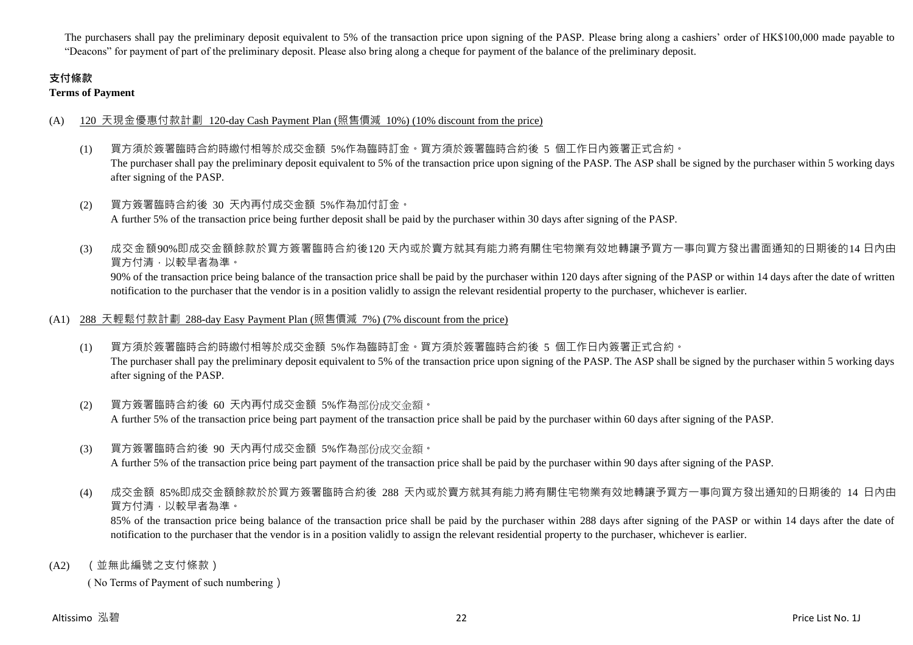The purchasers shall pay the preliminary deposit equivalent to 5% of the transaction price upon signing of the PASP. Please bring along a cashiers' order of HK$100,000 made payable to "Deacons" for payment of part of the preliminary deposit. Please also bring along a cheque for payment of the balance of the preliminary deposit.

## 支付條款
**Terms of Payment**

(A) 120 天現金優惠付款計劃 120-day Cash Payment Plan (照售價減 10%) (10% discount from the price)

(1) 買方須於簽署臨時合約時繳付相等於成交金額 5%作為臨時訂金。買方須於簽署臨時合約後 5 個工作日內簽署正式合約。
The purchaser shall pay the preliminary deposit equivalent to 5% of the transaction price upon signing of the PASP. The ASP shall be signed by the purchaser within 5 working days after signing of the PASP.

(2) 買方簽署臨時合約後 30 天內再付成交金額 5%作為加付訂金。
A further 5% of the transaction price being further deposit shall be paid by the purchaser within 30 days after signing of the PASP.

(3) 成交金額90%即成交金額餘款於買方簽署臨時合約後120 天內或於賣方就其有能力將有關住宅物業有效地轉讓予買方一事向買方發出書面通知的日期後的14 日內由買方付清，以較早者為準。
90% of the transaction price being balance of the transaction price shall be paid by the purchaser within 120 days after signing of the PASP or within 14 days after the date of written notification to the purchaser that the vendor is in a position validly to assign the relevant residential property to the purchaser, whichever is earlier.

(A1) 288 天輕鬆付款計劃 288-day Easy Payment Plan (照售價減 7%) (7% discount from the price)

(1) 買方須於簽署臨時合約時繳付相等於成交金額 5%作為臨時訂金。買方須於簽署臨時合約後 5 個工作日內簽署正式合約。
The purchaser shall pay the preliminary deposit equivalent to 5% of the transaction price upon signing of the PASP. The ASP shall be signed by the purchaser within 5 working days after signing of the PASP.

(2) 買方簽署臨時合約後 60 天內再付成交金額 5%作為部份成交金額。
A further 5% of the transaction price being part payment of the transaction price shall be paid by the purchaser within 60 days after signing of the PASP.

(3) 買方簽署臨時合約後 90 天內再付成交金額 5%作為部份成交金額。
A further 5% of the transaction price being part payment of the transaction price shall be paid by the purchaser within 90 days after signing of the PASP.

(4) 成交金額 85%即成交金額餘款於於買方簽署臨時合約後 288 天內或於賣方就其有能力將有關住宅物業有效地轉讓予買方一事向買方發出通知的日期後的 14 日內由買方付清，以較早者為準。
85% of the transaction price being balance of the transaction price shall be paid by the purchaser within 288 days after signing of the PASP or within 14 days after the date of notification to the purchaser that the vendor is in a position validly to assign the relevant residential property to the purchaser, whichever is earlier.

(A2) （並無此編號之支付條款）
（No Terms of Payment of such numbering）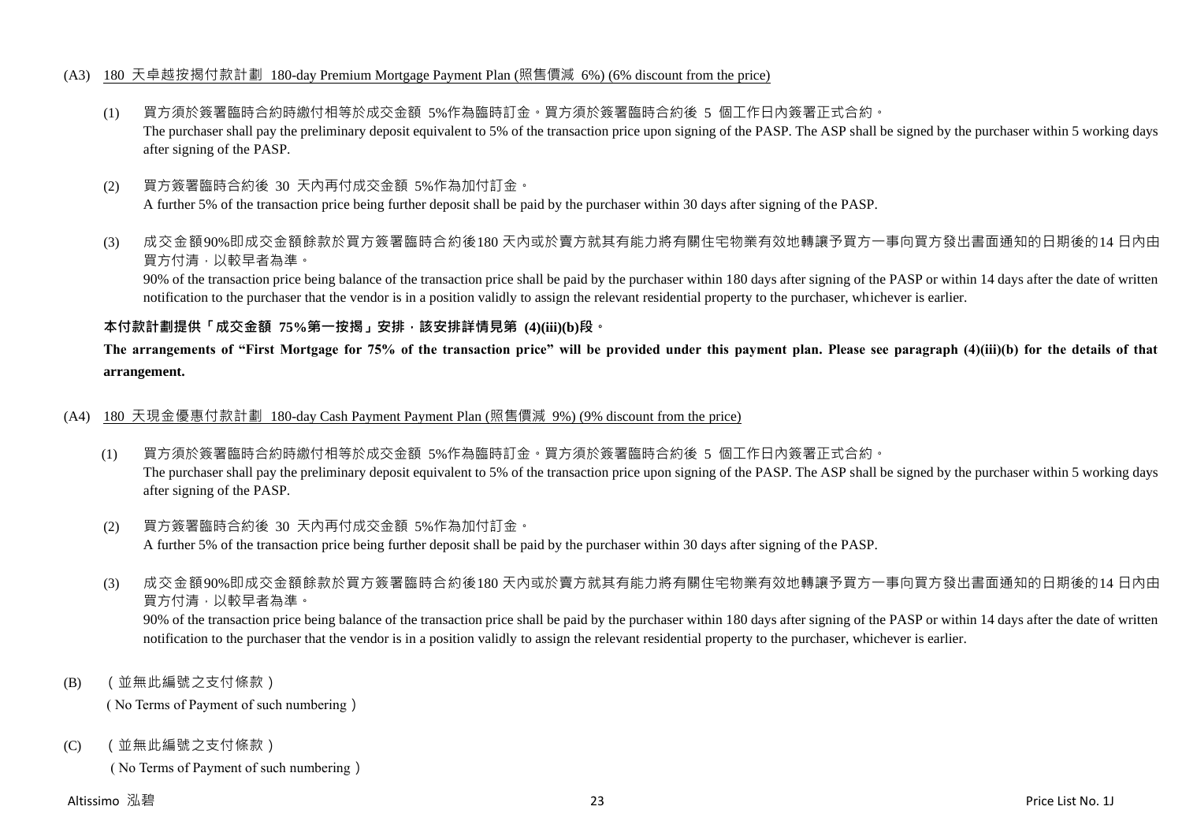(A3) <u>180 天卓越按揭付款計劃 180-day Premium Mortgage Payment Plan (照售價減 6%) (6% discount from the price)</u>

(1) 買方須於簽署臨時合約時繳付相等於成交金額 5%作為臨時訂金。買方須於簽署臨時合約後 5 個工作日內簽署正式合約。
The purchaser shall pay the preliminary deposit equivalent to 5% of the transaction price upon signing of the PASP. The ASP shall be signed by the purchaser within 5 working days after signing of the PASP.

(2) 買方簽署臨時合約後 30 天內再付成交金額 5%作為加付訂金。
A further 5% of the transaction price being further deposit shall be paid by the purchaser within 30 days after signing of the PASP.

(3) 成交金額90%即成交金額餘款於買方簽署臨時合約後180 天內或於賣方就其有能力將有關住宅物業有效地轉讓予買方一事向買方發出書面通知的日期後的14 日內由買方付清，以較早者為準。
90% of the transaction price being balance of the transaction price shall be paid by the purchaser within 180 days after signing of the PASP or within 14 days after the date of written notification to the purchaser that the vendor is in a position validly to assign the relevant residential property to the purchaser, whichever is earlier.

**本付款計劃提供「成交金額 75%第一按揭」安排，該安排詳情見第 (4)(iii)(b)段。**

**The arrangements of "First Mortgage for 75% of the transaction price" will be provided under this payment plan. Please see paragraph (4)(iii)(b) for the details of that arrangement.**

(A4) <u>180 天現金優惠付款計劃 180-day Cash Payment Payment Plan (照售價減 9%) (9% discount from the price)</u>

(1) 買方須於簽署臨時合約時繳付相等於成交金額 5%作為臨時訂金。買方須於簽署臨時合約後 5 個工作日內簽署正式合約。
The purchaser shall pay the preliminary deposit equivalent to 5% of the transaction price upon signing of the PASP. The ASP shall be signed by the purchaser within 5 working days after signing of the PASP.

(2) 買方簽署臨時合約後 30 天內再付成交金額 5%作為加付訂金。
A further 5% of the transaction price being further deposit shall be paid by the purchaser within 30 days after signing of the PASP.

(3) 成交金額90%即成交金額餘款於買方簽署臨時合約後180 天內或於賣方就其有能力將有關住宅物業有效地轉讓予買方一事向買方發出書面通知的日期後的14 日內由買方付清，以較早者為準。
90% of the transaction price being balance of the transaction price shall be paid by the purchaser within 180 days after signing of the PASP or within 14 days after the date of written notification to the purchaser that the vendor is in a position validly to assign the relevant residential property to the purchaser, whichever is earlier.

(B) （並無此編號之支付條款）
（No Terms of Payment of such numbering）

(C) （並無此編號之支付條款）
（No Terms of Payment of such numbering）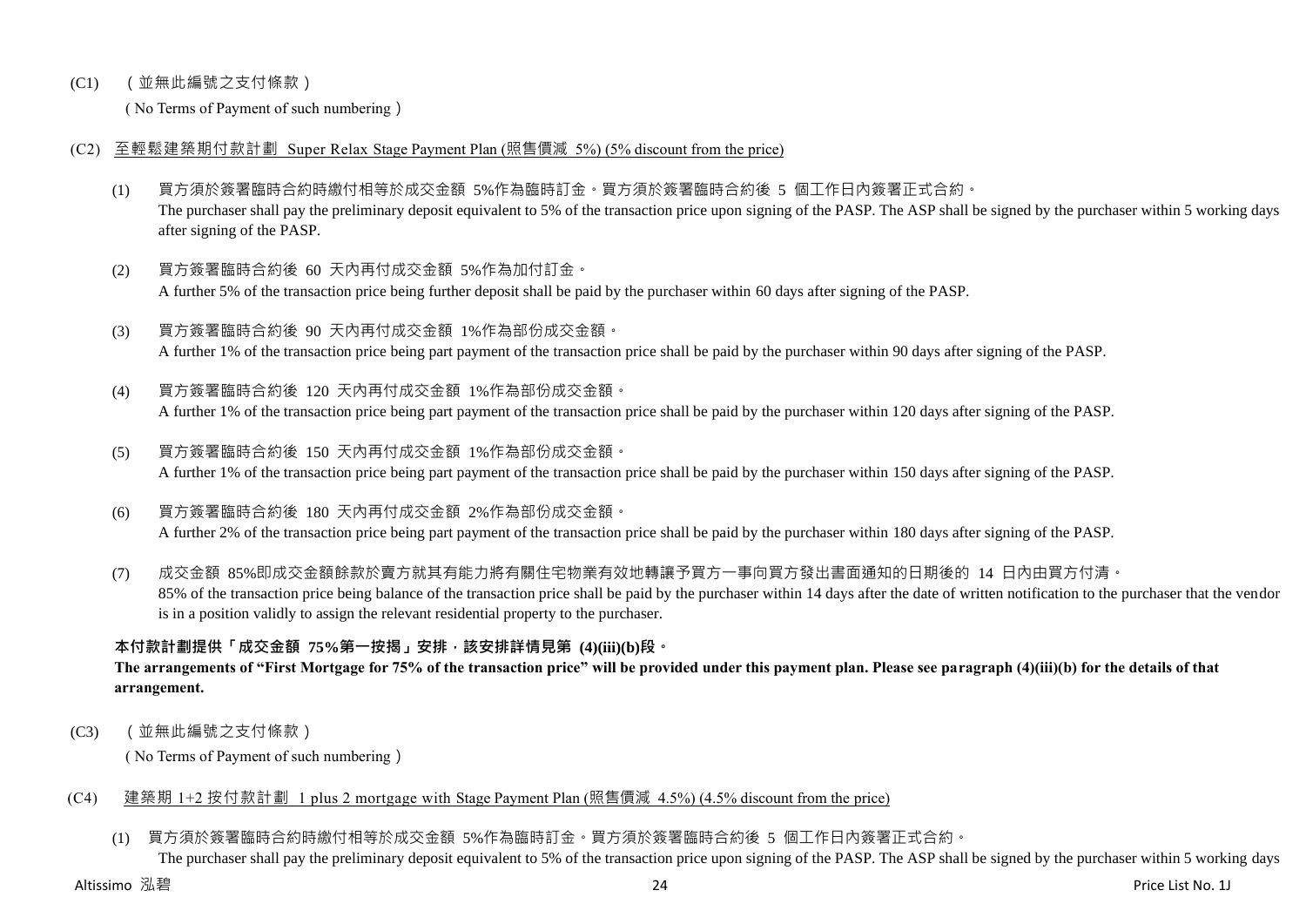(C1) （並無此編號之支付條款）

( No Terms of Payment of such numbering )

(C2) 至輕鬆建築期付款計劃 Super Relax Stage Payment Plan (照售價減 5%) (5% discount from the price)

(1) 買方須於簽署臨時合約時繳付相等於成交金額 5%作為臨時訂金。買方須於簽署臨時合約後 5 個工作日內簽署正式合約。
The purchaser shall pay the preliminary deposit equivalent to 5% of the transaction price upon signing of the PASP. The ASP shall be signed by the purchaser within 5 working days after signing of the PASP.

(2) 買方簽署臨時合約後 60 天內再付成交金額 5%作為加付訂金。
A further 5% of the transaction price being further deposit shall be paid by the purchaser within 60 days after signing of the PASP.

(3) 買方簽署臨時合約後 90 天內再付成交金額 1%作為部份成交金額。
A further 1% of the transaction price being part payment of the transaction price shall be paid by the purchaser within 90 days after signing of the PASP.

(4) 買方簽署臨時合約後 120 天內再付成交金額 1%作為部份成交金額。
A further 1% of the transaction price being part payment of the transaction price shall be paid by the purchaser within 120 days after signing of the PASP.

(5) 買方簽署臨時合約後 150 天內再付成交金額 1%作為部份成交金額。
A further 1% of the transaction price being part payment of the transaction price shall be paid by the purchaser within 150 days after signing of the PASP.

(6) 買方簽署臨時合約後 180 天內再付成交金額 2%作為部份成交金額。
A further 2% of the transaction price being part payment of the transaction price shall be paid by the purchaser within 180 days after signing of the PASP.

(7) 成交金額 85%即成交金額餘款於賣方就其有能力將有關住宅物業有效地轉讓予買方一事向買方發出書面通知的日期後的 14 日內由買方付清。
85% of the transaction price being balance of the transaction price shall be paid by the purchaser within 14 days after the date of written notification to the purchaser that the vendor is in a position validly to assign the relevant residential property to the purchaser.

**本付款計劃提供「成交金額 75%第一按揭」安排，該安排詳情見第 (4)(iii)(b)段。**
**The arrangements of "First Mortgage for 75% of the transaction price" will be provided under this payment plan. Please see paragraph (4)(iii)(b) for the details of that arrangement.**

(C3) （並無此編號之支付條款）

( No Terms of Payment of such numbering )

(C4) 建築期 1+2 按付款計劃 1 plus 2 mortgage with Stage Payment Plan (照售價減 4.5%) (4.5% discount from the price)

(1) 買方須於簽署臨時合約時繳付相等於成交金額 5%作為臨時訂金。買方須於簽署臨時合約後 5 個工作日內簽署正式合約。
The purchaser shall pay the preliminary deposit equivalent to 5% of the transaction price upon signing of the PASP. The ASP shall be signed by the purchaser within 5 working days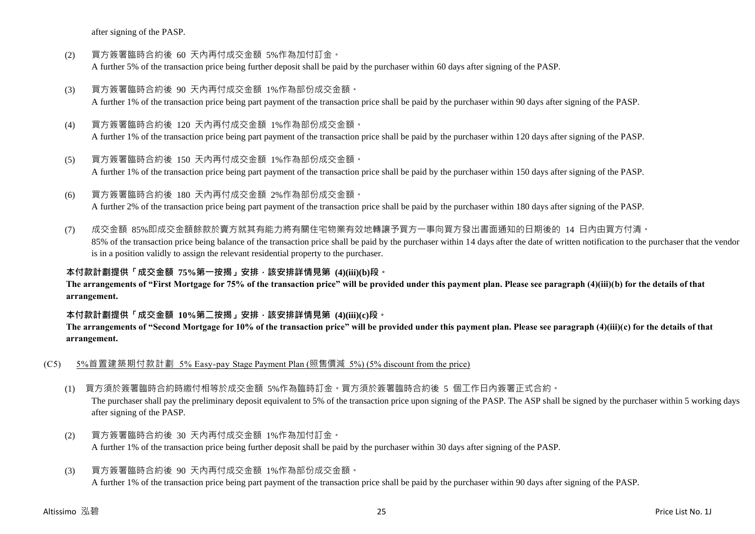after signing of the PASP.

(2) 買方簽署臨時合約後 60 天內再付成交金額 5%作為加付訂金。
A further 5% of the transaction price being further deposit shall be paid by the purchaser within 60 days after signing of the PASP.

(3) 買方簽署臨時合約後 90 天內再付成交金額 1%作為部份成交金額。
A further 1% of the transaction price being part payment of the transaction price shall be paid by the purchaser within 90 days after signing of the PASP.

(4) 買方簽署臨時合約後 120 天內再付成交金額 1%作為部份成交金額。
A further 1% of the transaction price being part payment of the transaction price shall be paid by the purchaser within 120 days after signing of the PASP.

(5) 買方簽署臨時合約後 150 天內再付成交金額 1%作為部份成交金額。
A further 1% of the transaction price being part payment of the transaction price shall be paid by the purchaser within 150 days after signing of the PASP.

(6) 買方簽署臨時合約後 180 天內再付成交金額 2%作為部份成交金額。
A further 2% of the transaction price being part payment of the transaction price shall be paid by the purchaser within 180 days after signing of the PASP.

(7) 成交金額 85%即成交金額餘款於賣方就其有能力將有關住宅物業有效地轉讓予買方一事向買方發出書面通知的日期後的 14 日內由買方付清。
85% of the transaction price being balance of the transaction price shall be paid by the purchaser within 14 days after the date of written notification to the purchaser that the vendor is in a position validly to assign the relevant residential property to the purchaser.

**本付款計劃提供「成交金額 75%第一按揭」安排，該安排詳情見第 (4)(iii)(b)段。**
**The arrangements of "First Mortgage for 75% of the transaction price" will be provided under this payment plan. Please see paragraph (4)(iii)(b) for the details of that arrangement.**

**本付款計劃提供「成交金額 10%第二按揭」安排，該安排詳情見第 (4)(iii)(c)段。**
**The arrangements of "Second Mortgage for 10% of the transaction price" will be provided under this payment plan. Please see paragraph (4)(iii)(c) for the details of that arrangement.**

(C5) 5%首置建築期付款計劃 5% Easy-pay Stage Payment Plan (照售價減 5%) (5% discount from the price)

(1) 買方須於簽署臨時合約時繳付相等於成交金額 5%作為臨時訂金。買方須於簽署臨時合約後 5 個工作日內簽署正式合約。
The purchaser shall pay the preliminary deposit equivalent to 5% of the transaction price upon signing of the PASP. The ASP shall be signed by the purchaser within 5 working days after signing of the PASP.

(2) 買方簽署臨時合約後 30 天內再付成交金額 1%作為加付訂金。
A further 1% of the transaction price being further deposit shall be paid by the purchaser within 30 days after signing of the PASP.

(3) 買方簽署臨時合約後 90 天內再付成交金額 1%作為部份成交金額。
A further 1% of the transaction price being part payment of the transaction price shall be paid by the purchaser within 90 days after signing of the PASP.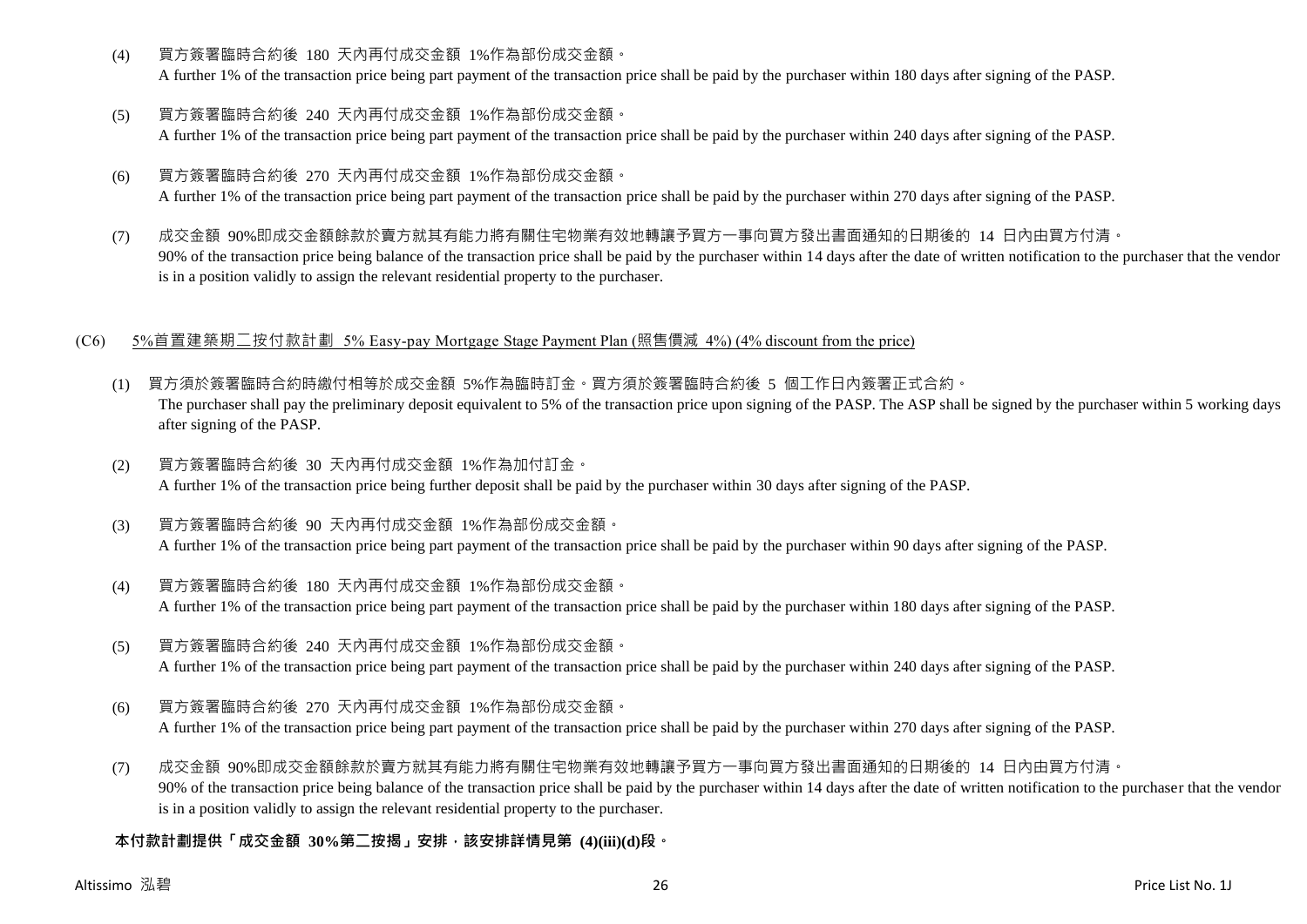(4) 買方簽署臨時合約後 180 天內再付成交金額 1%作為部份成交金額。
A further 1% of the transaction price being part payment of the transaction price shall be paid by the purchaser within 180 days after signing of the PASP.

(5) 買方簽署臨時合約後 240 天內再付成交金額 1%作為部份成交金額。
A further 1% of the transaction price being part payment of the transaction price shall be paid by the purchaser within 240 days after signing of the PASP.

(6) 買方簽署臨時合約後 270 天內再付成交金額 1%作為部份成交金額。
A further 1% of the transaction price being part payment of the transaction price shall be paid by the purchaser within 270 days after signing of the PASP.

(7) 成交金額 90%即成交金額餘款於賣方就其有能力將有關住宅物業有效地轉讓予買方一事向買方發出書面通知的日期後的 14 日內由買方付清。
90% of the transaction price being balance of the transaction price shall be paid by the purchaser within 14 days after the date of written notification to the purchaser that the vendor is in a position validly to assign the relevant residential property to the purchaser.

(C6) 5%首置建築期二按付款計劃 5% Easy-pay Mortgage Stage Payment Plan (照售價減 4%) (4% discount from the price)

(1) 買方須於簽署臨時合約時繳付相等於成交金額 5%作為臨時訂金。買方須於簽署臨時合約後 5 個工作日內簽署正式合約。
The purchaser shall pay the preliminary deposit equivalent to 5% of the transaction price upon signing of the PASP. The ASP shall be signed by the purchaser within 5 working days after signing of the PASP.

(2) 買方簽署臨時合約後 30 天內再付成交金額 1%作為加付訂金。
A further 1% of the transaction price being further deposit shall be paid by the purchaser within 30 days after signing of the PASP.

(3) 買方簽署臨時合約後 90 天內再付成交金額 1%作為部份成交金額。
A further 1% of the transaction price being part payment of the transaction price shall be paid by the purchaser within 90 days after signing of the PASP.

(4) 買方簽署臨時合約後 180 天內再付成交金額 1%作為部份成交金額。
A further 1% of the transaction price being part payment of the transaction price shall be paid by the purchaser within 180 days after signing of the PASP.

(5) 買方簽署臨時合約後 240 天內再付成交金額 1%作為部份成交金額。
A further 1% of the transaction price being part payment of the transaction price shall be paid by the purchaser within 240 days after signing of the PASP.

(6) 買方簽署臨時合約後 270 天內再付成交金額 1%作為部份成交金額。
A further 1% of the transaction price being part payment of the transaction price shall be paid by the purchaser within 270 days after signing of the PASP.

(7) 成交金額 90%即成交金額餘款於賣方就其有能力將有關住宅物業有效地轉讓予買方一事向買方發出書面通知的日期後的 14 日內由買方付清。
90% of the transaction price being balance of the transaction price shall be paid by the purchaser within 14 days after the date of written notification to the purchaser that the vendor is in a position validly to assign the relevant residential property to the purchaser.

**本付款計劃提供「成交金額 30%第二按揭」安排，該安排詳情見第 (4)(iii)(d)段。**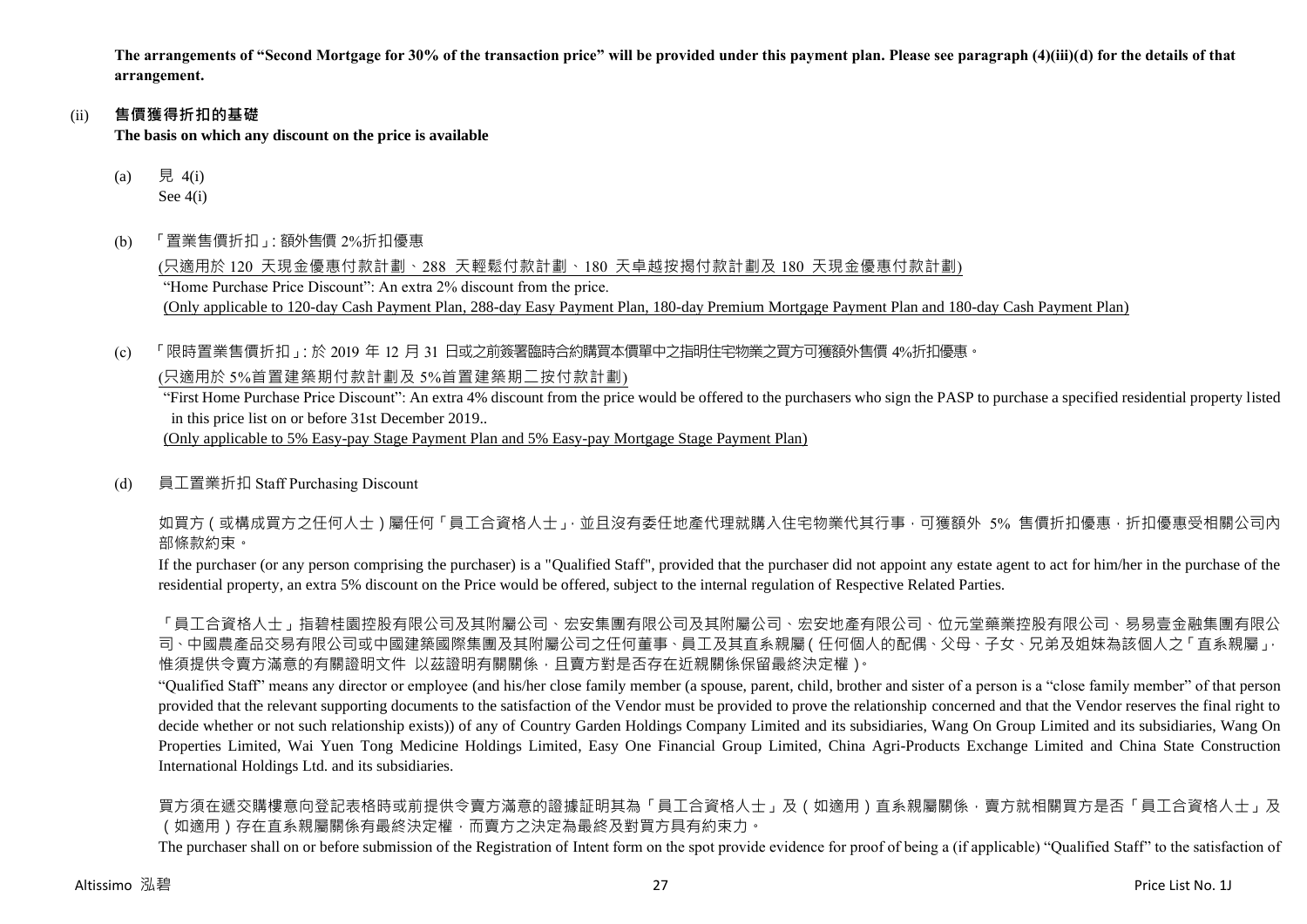**The arrangements of "Second Mortgage for 30% of the transaction price" will be provided under this payment plan. Please see paragraph (4)(iii)(d) for the details of that arrangement.**

(ii) **售價獲得折扣的基礎**
**The basis on which any discount on the price is available**

(a) 見 4(i)
See 4(i)

(b) 「置業售價折扣」: 額外售價 2%折扣優惠
<u>(只適用於 120 天現金優惠付款計劃、288 天輕鬆付款計劃、180 天卓越按揭付款計劃及 180 天現金優惠付款計劃)</u>
"Home Purchase Price Discount": An extra 2% discount from the price.
<u>(Only applicable to 120-day Cash Payment Plan, 288-day Easy Payment Plan, 180-day Premium Mortgage Payment Plan and 180-day Cash Payment Plan)</u>

(c) 「限時置業售價折扣」: 於 2019 年 12 月 31 日或之前簽署臨時合約購買本價單中之指明住宅物業之買方可獲額外售價 4%折扣優惠。
<u>(只適用於 5%首置建築期付款計劃及 5%首置建築期二按付款計劃)</u>
"First Home Purchase Price Discount": An extra 4% discount from the price would be offered to the purchasers who sign the PASP to purchase a specified residential property listed in this price list on or before 31st December 2019..
<u>(Only applicable to 5% Easy-pay Stage Payment Plan and 5% Easy-pay Mortgage Stage Payment Plan)</u>

(d) 員工置業折扣 Staff Purchasing Discount

如買方(或構成買方之任何人士)屬任何「員工合資格人士」，並且沒有委任地產代理就購入住宅物業代其行事，可獲額外 5% 售價折扣優惠，折扣優惠受相關公司內部條款約束。

If the purchaser (or any person comprising the purchaser) is a "Qualified Staff", provided that the purchaser did not appoint any estate agent to act for him/her in the purchase of the residential property, an extra 5% discount on the Price would be offered, subject to the internal regulation of Respective Related Parties.

「員工合資格人士」指碧桂園控股有限公司及其附屬公司、宏安集團有限公司及其附屬公司、宏安地產有限公司、位元堂藥業控股有限公司、易易壹金融集團有限公司、中國農產品交易有限公司或中國建築國際集團及其附屬公司之任何董事、員工及其直系親屬(任何個人的配偶、父母、子女、兄弟及姐妹為該個人之「直系親屬」，惟須提供令賣方滿意的有關證明文件 以茲證明有關關係，且賣方對是否存在近親關係保留最終決定權)。

"Qualified Staff" means any director or employee (and his/her close family member (a spouse, parent, child, brother and sister of a person is a "close family member" of that person provided that the relevant supporting documents to the satisfaction of the Vendor must be provided to prove the relationship concerned and that the Vendor reserves the final right to decide whether or not such relationship exists)) of any of Country Garden Holdings Company Limited and its subsidiaries, Wang On Group Limited and its subsidiaries, Wang On Properties Limited, Wai Yuen Tong Medicine Holdings Limited, Easy One Financial Group Limited, China Agri-Products Exchange Limited and China State Construction International Holdings Ltd. and its subsidiaries.

買方須在遞交購樓意向登記表格時或前提供令賣方滿意的證據證明其為「員工合資格人士」及(如適用)直系親屬關係，賣方就相關買方是否「員工合資格人士」及(如適用)存在直系親屬關係有最終決定權，而賣方之決定為最終及對買方具有約束力。

The purchaser shall on or before submission of the Registration of Intent form on the spot provide evidence for proof of being a (if applicable) "Qualified Staff" to the satisfaction of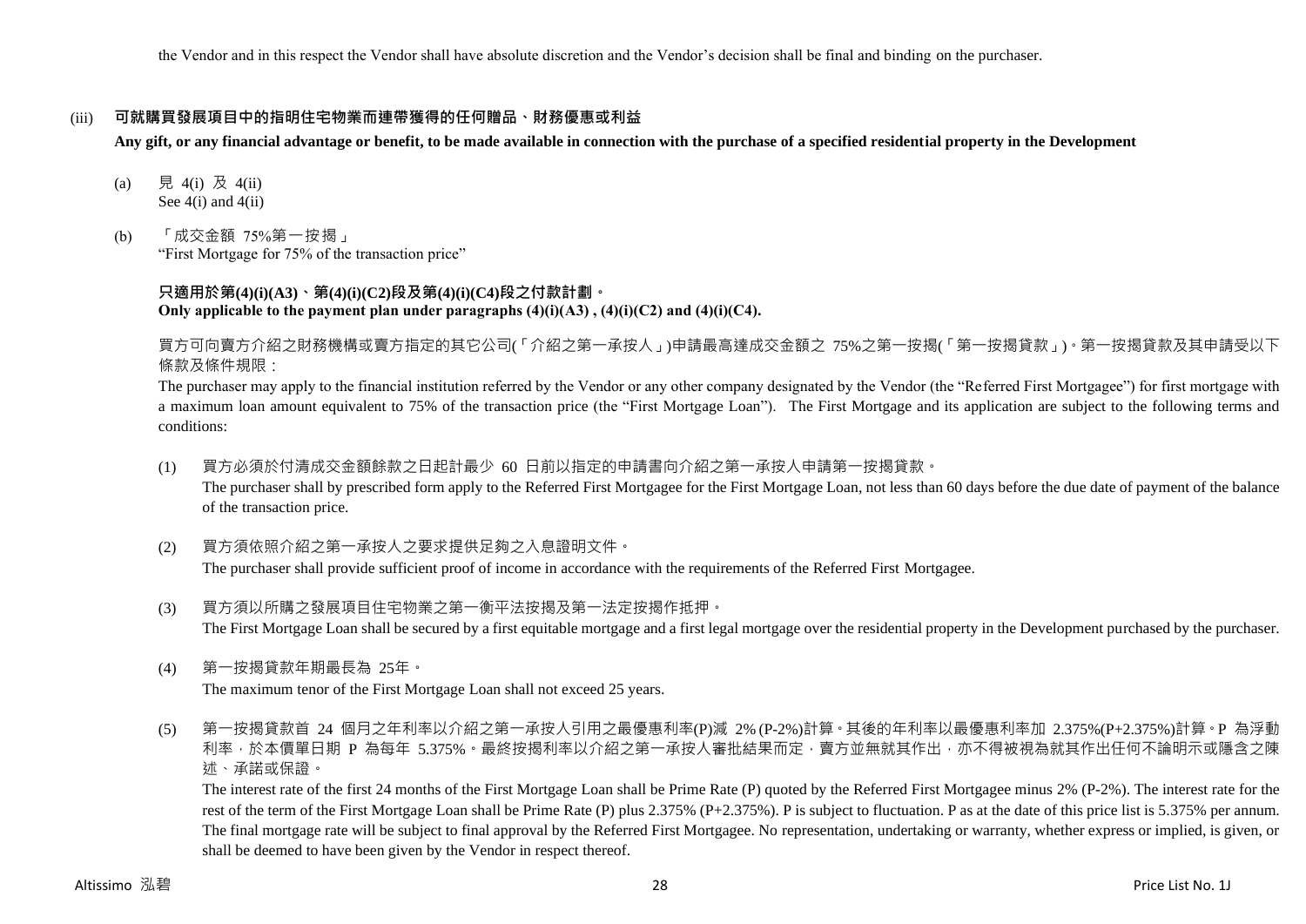the Vendor and in this respect the Vendor shall have absolute discretion and the Vendor's decision shall be final and binding on the purchaser.

(iii) **可就購買發展項目中的指明住宅物業而連帶獲得的任何贈品、財務優惠或利益**

**Any gift, or any financial advantage or benefit, to be made available in connection with the purchase of a specified residential property in the Development**

(a) 見 4(i) 及 4(ii)
See 4(i) and 4(ii)

(b) 「成交金額 75%第一按揭」
"First Mortgage for 75% of the transaction price"

**只適用於第(4)(i)(A3)、第(4)(i)(C2)段及第(4)(i)(C4)段之付款計劃。**
**Only applicable to the payment plan under paragraphs (4)(i)(A3) , (4)(i)(C2) and (4)(i)(C4).**

買方可向賣方介紹之財務機構或賣方指定的其它公司(「介紹之第一承按人」)申請最高達成交金額之 75%之第一按揭(「第一按揭貸款」)。第一按揭貸款及其申請受以下條款及條件規限：
The purchaser may apply to the financial institution referred by the Vendor or any other company designated by the Vendor (the "Referred First Mortgagee") for first mortgage with a maximum loan amount equivalent to 75% of the transaction price (the "First Mortgage Loan"). The First Mortgage and its application are subject to the following terms and conditions:

(1) 買方必須於付清成交金額餘款之日起計最少 60 日前以指定的申請書向介紹之第一承按人申請第一按揭貸款。
The purchaser shall by prescribed form apply to the Referred First Mortgagee for the First Mortgage Loan, not less than 60 days before the due date of payment of the balance of the transaction price.

(2) 買方須依照介紹之第一承按人之要求提供足夠之入息證明文件。
The purchaser shall provide sufficient proof of income in accordance with the requirements of the Referred First Mortgagee.

(3) 買方須以所購之發展項目住宅物業之第一衡平法按揭及第一法定按揭作抵押。
The First Mortgage Loan shall be secured by a first equitable mortgage and a first legal mortgage over the residential property in the Development purchased by the purchaser.

(4) 第一按揭貸款年期最長為 25年。
The maximum tenor of the First Mortgage Loan shall not exceed 25 years.

(5) 第一按揭貸款首 24 個月之年利率以介紹之第一承按人引用之最優惠利率(P)減 2% (P-2%)計算。其後的年利率以最優惠利率加 2.375%(P+2.375%)計算。P 為浮動利率，於本價單日期 P 為每年 5.375%。最終按揭利率以介紹之第一承按人審批結果而定，賣方並無就其作出，亦不得被視為就其作出任何不論明示或隱含之陳述、承諾或保證。
The interest rate of the first 24 months of the First Mortgage Loan shall be Prime Rate (P) quoted by the Referred First Mortgagee minus 2% (P-2%). The interest rate for the rest of the term of the First Mortgage Loan shall be Prime Rate (P) plus 2.375% (P+2.375%). P is subject to fluctuation. P as at the date of this price list is 5.375% per annum. The final mortgage rate will be subject to final approval by the Referred First Mortgagee. No representation, undertaking or warranty, whether express or implied, is given, or shall be deemed to have been given by the Vendor in respect thereof.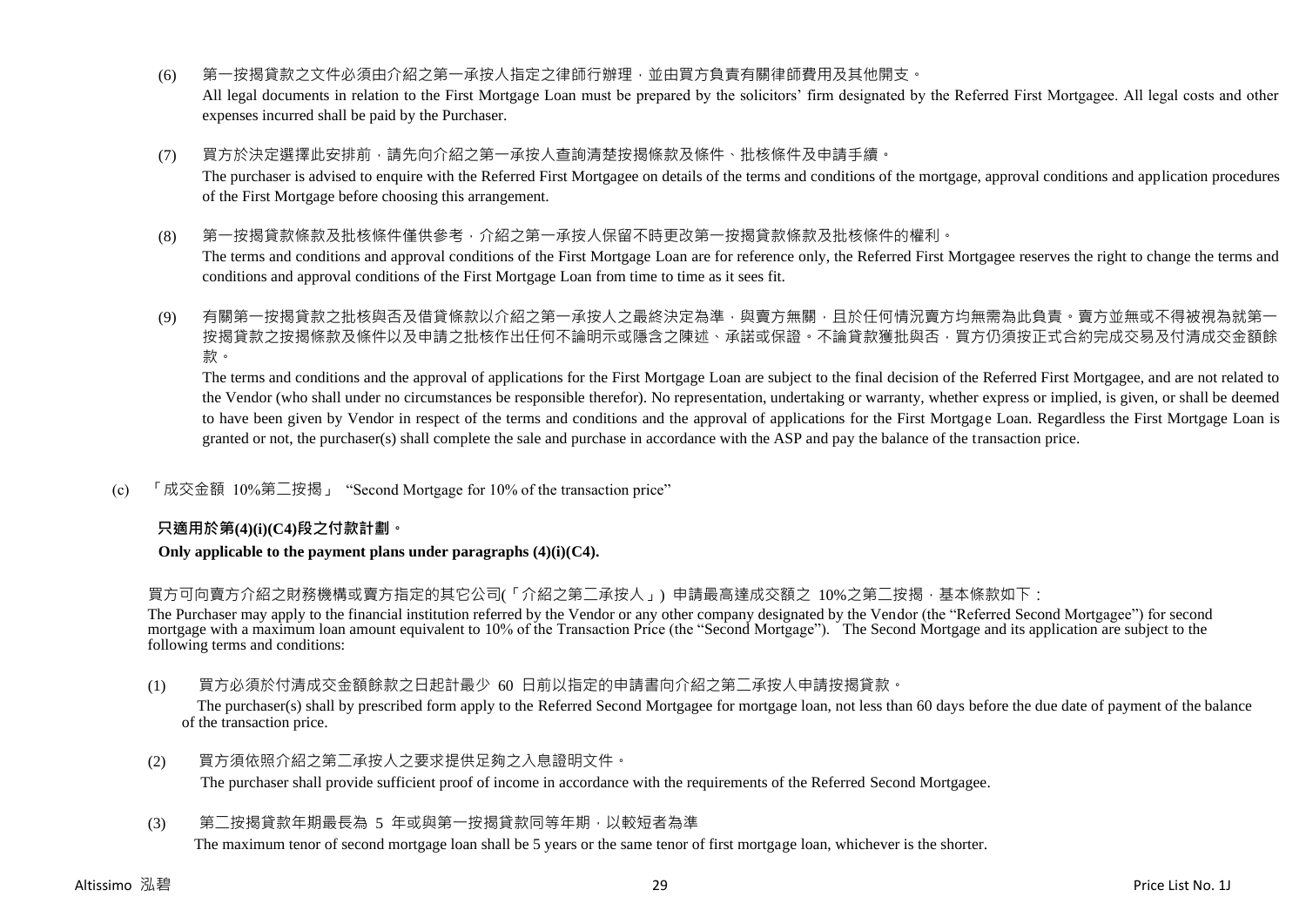(6) 第一按揭貸款之文件必須由介紹之第一承按人指定之律師行辦理，並由買方負責有關律師費用及其他開支。

All legal documents in relation to the First Mortgage Loan must be prepared by the solicitors' firm designated by the Referred First Mortgagee. All legal costs and other expenses incurred shall be paid by the Purchaser.

(7) 買方於決定選擇此安排前，請先向介紹之第一承按人查詢清楚按揭條款及條件、批核條件及申請手續。

The purchaser is advised to enquire with the Referred First Mortgagee on details of the terms and conditions of the mortgage, approval conditions and application procedures of the First Mortgage before choosing this arrangement.

(8) 第一按揭貸款條款及批核條件僅供參考，介紹之第一承按人保留不時更改第一按揭貸款條款及批核條件的權利。

The terms and conditions and approval conditions of the First Mortgage Loan are for reference only, the Referred First Mortgagee reserves the right to change the terms and conditions and approval conditions of the First Mortgage Loan from time to time as it sees fit.

(9) 有關第一按揭貸款之批核與否及借貸條款以介紹之第一承按人之最終決定為準，與賣方無關，且於任何情況賣方均無需為此負責。賣方並無或不得被視為就第一按揭貸款之按揭條款及條件以及申請之批核作出任何不論明示或隱含之陳述、承諾或保證。不論貸款獲批與否，買方仍須按正式合約完成交易及付清成交金額餘款。

The terms and conditions and the approval of applications for the First Mortgage Loan are subject to the final decision of the Referred First Mortgagee, and are not related to the Vendor (who shall under no circumstances be responsible therefor). No representation, undertaking or warranty, whether express or implied, is given, or shall be deemed to have been given by Vendor in respect of the terms and conditions and the approval of applications for the First Mortgage Loan. Regardless the First Mortgage Loan is granted or not, the purchaser(s) shall complete the sale and purchase in accordance with the ASP and pay the balance of the transaction price.

(c) 「成交金額 10%第二按揭」 "Second Mortgage for 10% of the transaction price"

**只適用於第(4)(i)(C4)段之付款計劃。**

**Only applicable to the payment plans under paragraphs (4)(i)(C4).**

買方可向賣方介紹之財務機構或賣方指定的其它公司(「介紹之第二承按人」) 申請最高達成交額之 10%之第二按揭，基本條款如下：

The Purchaser may apply to the financial institution referred by the Vendor or any other company designated by the Vendor (the "Referred Second Mortgagee") for second mortgage with a maximum loan amount equivalent to 10% of the Transaction Price (the "Second Mortgage"). The Second Mortgage and its application are subject to the following terms and conditions:

(1) 買方必須於付清成交金額餘款之日起計最少 60 日前以指定的申請書向介紹之第二承按人申請按揭貸款。

The purchaser(s) shall by prescribed form apply to the Referred Second Mortgagee for mortgage loan, not less than 60 days before the due date of payment of the balance of the transaction price.

(2) 買方須依照介紹之第二承按人之要求提供足夠之入息證明文件。

The purchaser shall provide sufficient proof of income in accordance with the requirements of the Referred Second Mortgagee.

(3) 第二按揭貸款年期最長為 5 年或與第一按揭貸款同等年期，以較短者為準

The maximum tenor of second mortgage loan shall be 5 years or the same tenor of first mortgage loan, whichever is the shorter.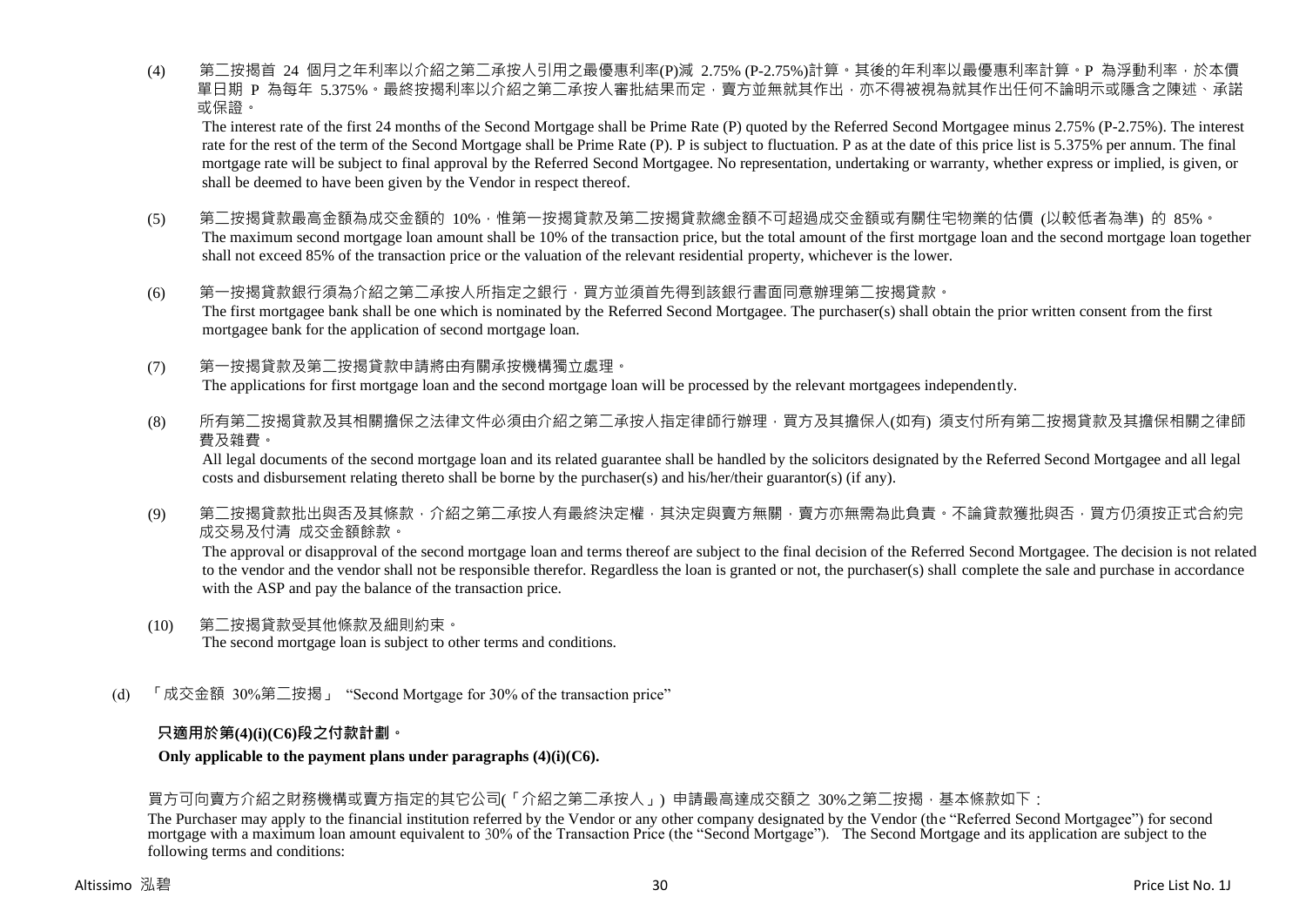(4) 第二按揭首 24 個月之年利率以介紹之第二承按人引用之最優惠利率(P)減 2.75% (P-2.75%)計算。其後的年利率以最優惠利率計算。P 為浮動利率，於本價單日期 P 為每年 5.375%。最終按揭利率以介紹之第二承按人審批結果而定，賣方並無就其作出，亦不得被視為就其作出任何不論明示或隱含之陳述、承諾或保證。

The interest rate of the first 24 months of the Second Mortgage shall be Prime Rate (P) quoted by the Referred Second Mortgagee minus 2.75% (P-2.75%). The interest rate for the rest of the term of the Second Mortgage shall be Prime Rate (P). P is subject to fluctuation. P as at the date of this price list is 5.375% per annum. The final mortgage rate will be subject to final approval by the Referred Second Mortgagee. No representation, undertaking or warranty, whether express or implied, is given, or shall be deemed to have been given by the Vendor in respect thereof.

(5) 第二按揭貸款最高金額為成交金額的 10%，惟第一按揭貸款及第二按揭貸款總金額不可超過成交金額或有關住宅物業的估價 (以較低者為準) 的 85%。

The maximum second mortgage loan amount shall be 10% of the transaction price, but the total amount of the first mortgage loan and the second mortgage loan together shall not exceed 85% of the transaction price or the valuation of the relevant residential property, whichever is the lower.

(6) 第一按揭貸款銀行須為介紹之第二承按人所指定之銀行，買方並須首先得到該銀行書面同意辦理第二按揭貸款。

The first mortgagee bank shall be one which is nominated by the Referred Second Mortgagee. The purchaser(s) shall obtain the prior written consent from the first mortgagee bank for the application of second mortgage loan.

(7) 第一按揭貸款及第二按揭貸款申請將由有關承按機構獨立處理。

The applications for first mortgage loan and the second mortgage loan will be processed by the relevant mortgagees independently.

(8) 所有第二按揭貸款及其相關擔保之法律文件必須由介紹之第二承按人指定律師行辦理，買方及其擔保人(如有) 須支付所有第二按揭貸款及其擔保相關之律師費及雜費。

All legal documents of the second mortgage loan and its related guarantee shall be handled by the solicitors designated by the Referred Second Mortgagee and all legal costs and disbursement relating thereto shall be borne by the purchaser(s) and his/her/their guarantor(s) (if any).

(9) 第二按揭貸款批出與否及其條款，介紹之第二承按人有最終決定權，其決定與賣方無關，賣方亦無需為此負責。不論貸款獲批與否，買方仍須按正式合約完成交易及付清 成交金額餘款。

The approval or disapproval of the second mortgage loan and terms thereof are subject to the final decision of the Referred Second Mortgagee. The decision is not related to the vendor and the vendor shall not be responsible therefor. Regardless the loan is granted or not, the purchaser(s) shall complete the sale and purchase in accordance with the ASP and pay the balance of the transaction price.

(10) 第二按揭貸款受其他條款及細則約束。

The second mortgage loan is subject to other terms and conditions.

(d) 「成交金額 30%第二按揭」 "Second Mortgage for 30% of the transaction price"

**只適用於第(4)(i)(C6)段之付款計劃。**

**Only applicable to the payment plans under paragraphs (4)(i)(C6).**

買方可向賣方介紹之財務機構或賣方指定的其它公司(「介紹之第二承按人」) 申請最高達成交額之 30%之第二按揭，基本條款如下：

The Purchaser may apply to the financial institution referred by the Vendor or any other company designated by the Vendor (the "Referred Second Mortgagee") for second mortgage with a maximum loan amount equivalent to 30% of the Transaction Price (the "Second Mortgage"). The Second Mortgage and its application are subject to the following terms and conditions: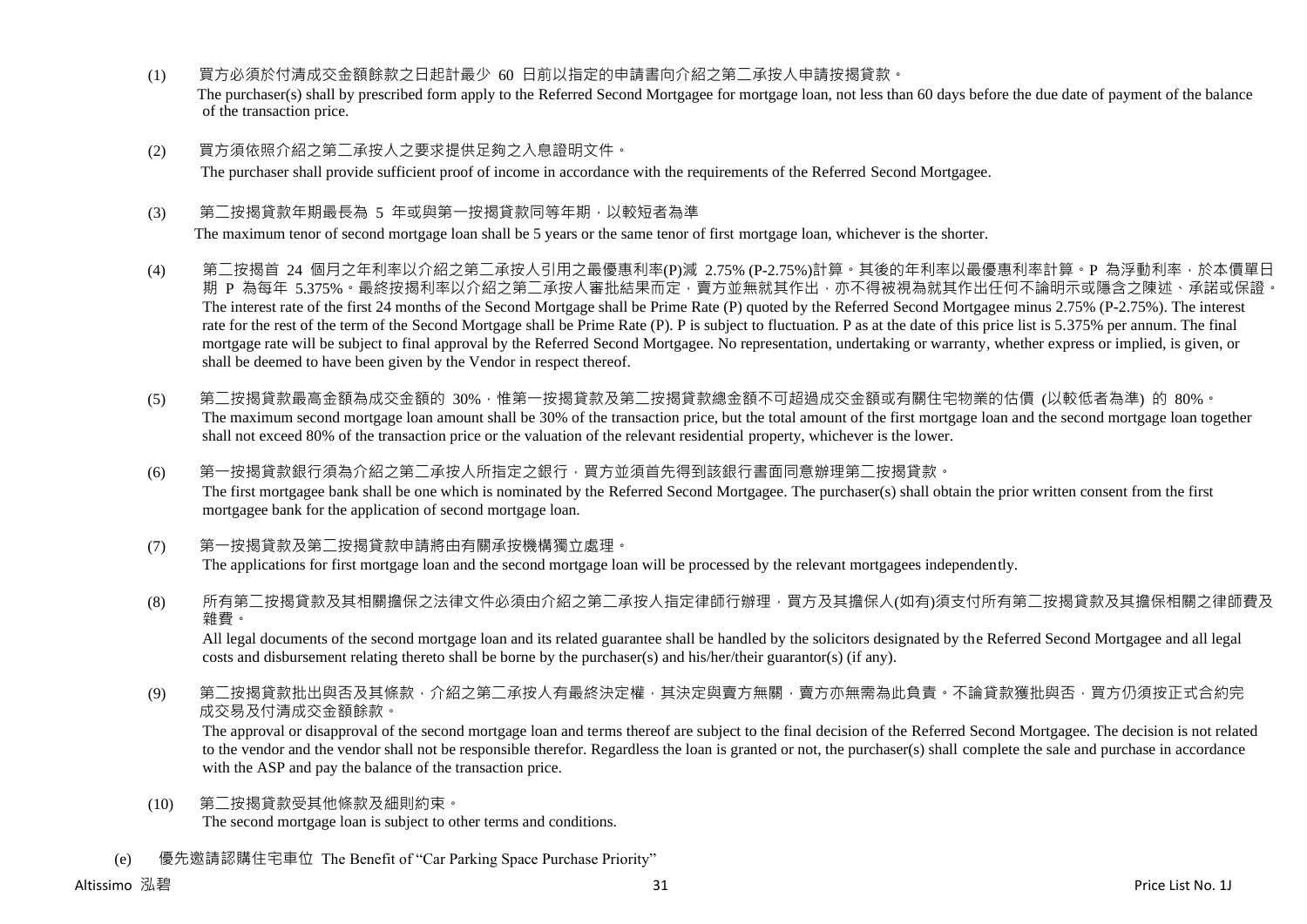(1) 買方必須於付清成交金額餘款之日起計最少 60 日前以指定的申請書向介紹之第二承按人申請按揭貸款。
The purchaser(s) shall by prescribed form apply to the Referred Second Mortgagee for mortgage loan, not less than 60 days before the due date of payment of the balance of the transaction price.

(2) 買方須依照介紹之第二承按人之要求提供足夠之入息證明文件。
The purchaser shall provide sufficient proof of income in accordance with the requirements of the Referred Second Mortgagee.

(3) 第二按揭貸款年期最長為 5 年或與第一按揭貸款同等年期，以較短者為準
The maximum tenor of second mortgage loan shall be 5 years or the same tenor of first mortgage loan, whichever is the shorter.

(4) 第二按揭首 24 個月之年利率以介紹之第二承按人引用之最優惠利率(P)減 2.75% (P-2.75%)計算。其後的年利率以最優惠利率計算。P 為浮動利率，於本價單日期 P 為每年 5.375%。最終按揭利率以介紹之第二承按人審批結果而定，賣方並無就其作出，亦不得被視為就其作出任何不論明示或隱含之陳述、承諾或保證。
The interest rate of the first 24 months of the Second Mortgage shall be Prime Rate (P) quoted by the Referred Second Mortgagee minus 2.75% (P-2.75%). The interest rate for the rest of the term of the Second Mortgage shall be Prime Rate (P). P is subject to fluctuation. P as at the date of this price list is 5.375% per annum. The final mortgage rate will be subject to final approval by the Referred Second Mortgagee. No representation, undertaking or warranty, whether express or implied, is given, or shall be deemed to have been given by the Vendor in respect thereof.

(5) 第二按揭貸款最高金額為成交金額的 30%，惟第一按揭貸款及第二按揭貸款總金額不可超過成交金額或有關住宅物業的估價 (以較低者為準) 的 80%。
The maximum second mortgage loan amount shall be 30% of the transaction price, but the total amount of the first mortgage loan and the second mortgage loan together shall not exceed 80% of the transaction price or the valuation of the relevant residential property, whichever is the lower.

(6) 第一按揭貸款銀行須為介紹之第二承按人所指定之銀行，買方並須首先得到該銀行書面同意辦理第二按揭貸款。
The first mortgagee bank shall be one which is nominated by the Referred Second Mortgagee. The purchaser(s) shall obtain the prior written consent from the first mortgagee bank for the application of second mortgage loan.

(7) 第一按揭貸款及第二按揭貸款申請將由有關承按機構獨立處理。
The applications for first mortgage loan and the second mortgage loan will be processed by the relevant mortgagees independently.

(8) 所有第二按揭貸款及其相關擔保之法律文件必須由介紹之第二承按人指定律師行辦理，買方及其擔保人(如有)須支付所有第二按揭貸款及其擔保相關之律師費及雜費。
All legal documents of the second mortgage loan and its related guarantee shall be handled by the solicitors designated by the Referred Second Mortgagee and all legal costs and disbursement relating thereto shall be borne by the purchaser(s) and his/her/their guarantor(s) (if any).

(9) 第二按揭貸款批出與否及其條款，介紹之第二承按人有最終決定權，其決定與賣方無關，賣方亦無需為此負責。不論貸款獲批與否，買方仍須按正式合約完成交易及付清成交金額餘款。
The approval or disapproval of the second mortgage loan and terms thereof are subject to the final decision of the Referred Second Mortgagee. The decision is not related to the vendor and the vendor shall not be responsible therefor. Regardless the loan is granted or not, the purchaser(s) shall complete the sale and purchase in accordance with the ASP and pay the balance of the transaction price.

(10) 第二按揭貸款受其他條款及細則約束。
The second mortgage loan is subject to other terms and conditions.

(e) 優先邀請認購住宅車位 The Benefit of "Car Parking Space Purchase Priority"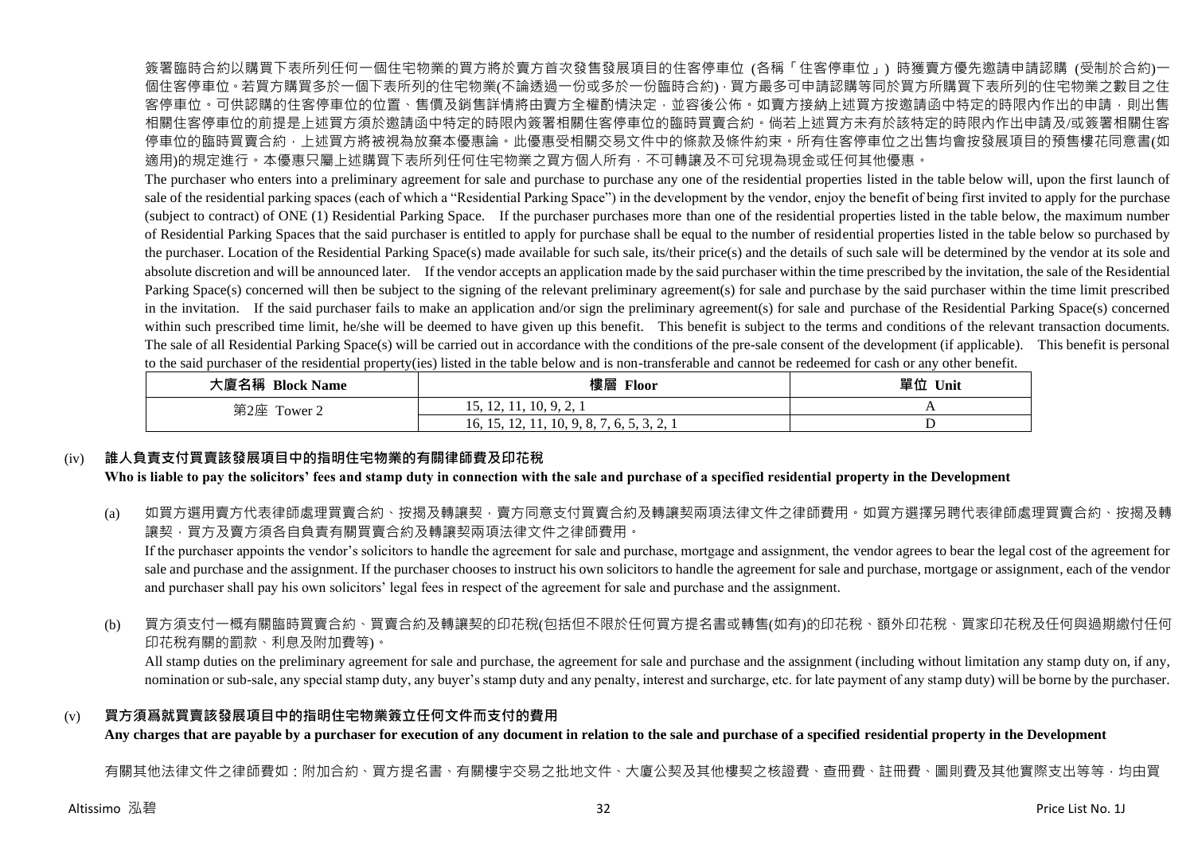簽署臨時合約以購買下表所列任何一個住宅物業的買方將於賣方首次發售發展項目的住客停車位 (各稱「住客停車位」) 時獲賣方優先邀請申請認購 (受制於合約)一個住客停車位。若買方購買多於一個下表所列的住宅物業(不論透過一份或多於一份臨時合約)，買方最多可申請認購等同於買方所購買下表所列的住宅物業之數目之住客停車位。可供認購的住客停車位的位置、售價及銷售詳情將由賣方全權酌情決定，並容後公佈。如賣方接納上述買方按邀請函中特定的時限內作出的申請，則出售相關住客停車位的前提是上述買方須於邀請函中特定的時限內簽署相關住客停車位的臨時買賣合約。倘若上述買方未有於該特定的時限內作出申請及/或簽署相關住客停車位的臨時買賣合約，上述買方將被視為放棄本優惠論。此優惠受相關交易文件中的條款及條件約束。所有住客停車位之出售均會按發展項目的預售樓花同意書(如適用)的規定進行。本優惠只屬上述購買下表所列任何住宅物業之買方個人所有，不可轉讓及不可兌現為現金或任何其他優惠。

The purchaser who enters into a preliminary agreement for sale and purchase to purchase any one of the residential properties listed in the table below will, upon the first launch of sale of the residential parking spaces (each of which a "Residential Parking Space") in the development by the vendor, enjoy the benefit of being first invited to apply for the purchase (subject to contract) of ONE (1) Residential Parking Space. If the purchaser purchases more than one of the residential properties listed in the table below, the maximum number of Residential Parking Spaces that the said purchaser is entitled to apply for purchase shall be equal to the number of residential properties listed in the table below so purchased by the purchaser. Location of the Residential Parking Space(s) made available for such sale, its/their price(s) and the details of such sale will be determined by the vendor at its sole and absolute discretion and will be announced later. If the vendor accepts an application made by the said purchaser within the time prescribed by the invitation, the sale of the Residential Parking Space(s) concerned will then be subject to the signing of the relevant preliminary agreement(s) for sale and purchase by the said purchaser within the time limit prescribed in the invitation. If the said purchaser fails to make an application and/or sign the preliminary agreement(s) for sale and purchase of the Residential Parking Space(s) concerned within such prescribed time limit, he/she will be deemed to have given up this benefit. This benefit is subject to the terms and conditions of the relevant transaction documents. The sale of all Residential Parking Space(s) will be carried out in accordance with the conditions of the pre-sale consent of the development (if applicable). This benefit is personal to the said purchaser of the residential property(ies) listed in the table below and is non-transferable and cannot be redeemed for cash or any other benefit.

| 大廈名稱 Block Name | 樓層 Floor | 單位 Unit |
|---|---|---|
| 第2座 Tower 2 | 15, 12, 11, 10, 9, 2, 1 | A |
| | 16, 15, 12, 11, 10, 9, 8, 7, 6, 5, 3, 2, 1 | D |

(iv) **誰人負責支付買賣該發展項目中的指明住宅物業的有關律師費及印花稅**
**Who is liable to pay the solicitors' fees and stamp duty in connection with the sale and purchase of a specified residential property in the Development**

(a) 如買方選用賣方代表律師處理買賣合約、按揭及轉讓契，賣方同意支付買賣合約及轉讓契兩項法律文件之律師費用。如買方選擇另聘代表律師處理買賣合約、按揭及轉讓契，買方及賣方須各自負責有關買賣合約及轉讓契兩項法律文件之律師費用。
If the purchaser appoints the vendor's solicitors to handle the agreement for sale and purchase, mortgage and assignment, the vendor agrees to bear the legal cost of the agreement for sale and purchase and the assignment. If the purchaser chooses to instruct his own solicitors to handle the agreement for sale and purchase, mortgage or assignment, each of the vendor and purchaser shall pay his own solicitors' legal fees in respect of the agreement for sale and purchase and the assignment.

(b) 買方須支付一概有關臨時買賣合約、買賣合約及轉讓契的印花稅(包括但不限於任何買方提名書或轉售(如有)的印花稅、額外印花稅、買家印花稅及任何與過期繳付任何印花稅有關的罰款、利息及附加費等)。
All stamp duties on the preliminary agreement for sale and purchase, the agreement for sale and purchase and the assignment (including without limitation any stamp duty on, if any, nomination or sub-sale, any special stamp duty, any buyer's stamp duty and any penalty, interest and surcharge, etc. for late payment of any stamp duty) will be borne by the purchaser.

(v) **買方須爲就買賣該發展項目中的指明住宅物業簽立任何文件而支付的費用**
**Any charges that are payable by a purchaser for execution of any document in relation to the sale and purchase of a specified residential property in the Development**

有關其他法律文件之律師費如：附加合約、買方提名書、有關樓宇交易之批地文件、大廈公契及其他樓契之核證費、查冊費、註冊費、圖則費及其他實際支出等等，均由買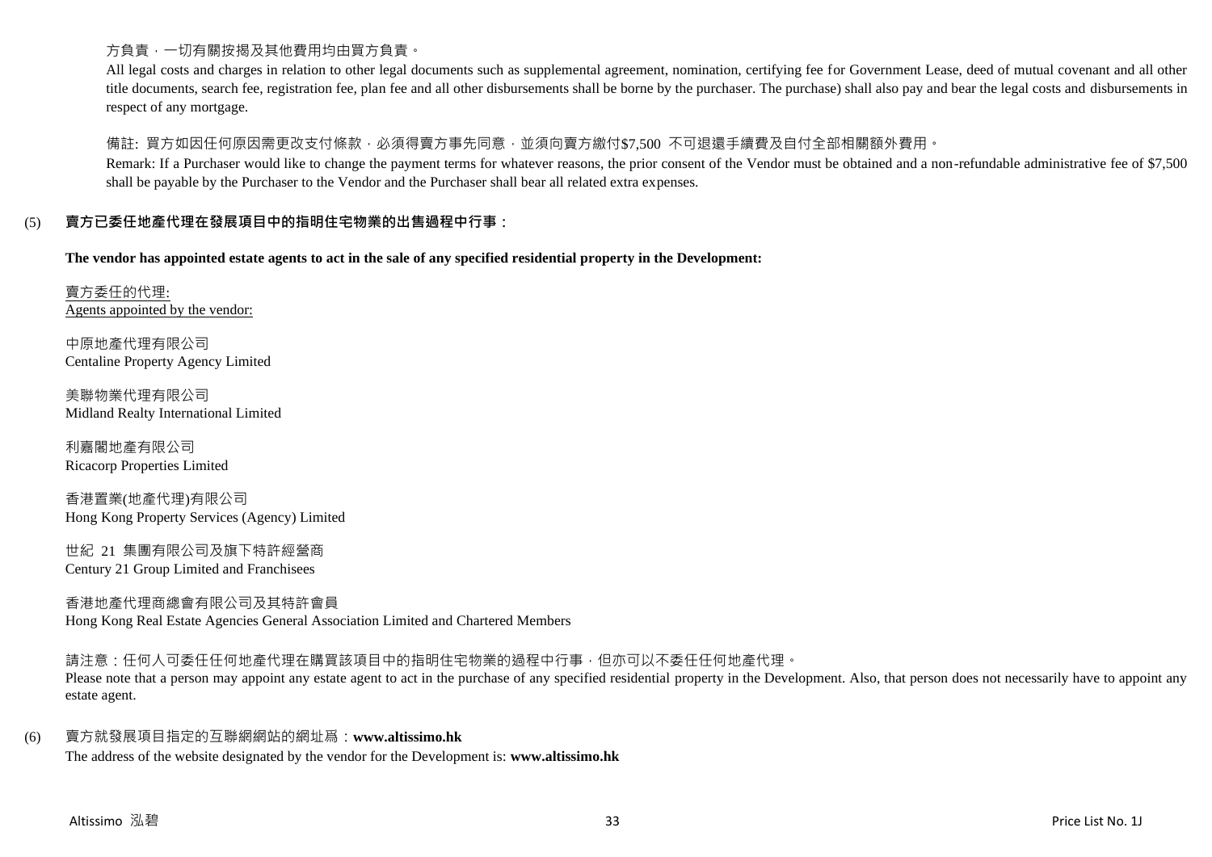方負責，一切有關按揭及其他費用均由買方負責。

All legal costs and charges in relation to other legal documents such as supplemental agreement, nomination, certifying fee for Government Lease, deed of mutual covenant and all other title documents, search fee, registration fee, plan fee and all other disbursements shall be borne by the purchaser. The purchase) shall also pay and bear the legal costs and disbursements in respect of any mortgage.

備註: 買方如因任何原因需更改支付條款，必須得賣方事先同意，並須向賣方繳付$7,500 不可退還手續費及自付全部相關額外費用。

Remark: If a Purchaser would like to change the payment terms for whatever reasons, the prior consent of the Vendor must be obtained and a non-refundable administrative fee of $7,500 shall be payable by the Purchaser to the Vendor and the Purchaser shall bear all related extra expenses.

(5) **賣方已委任地產代理在發展項目中的指明住宅物業的出售過程中行事：**

**The vendor has appointed estate agents to act in the sale of any specified residential property in the Development:**

賣方委任的代理:
Agents appointed by the vendor:

中原地產代理有限公司
Centaline Property Agency Limited

美聯物業代理有限公司
Midland Realty International Limited

利嘉閣地產有限公司
Ricacorp Properties Limited

香港置業(地產代理)有限公司
Hong Kong Property Services (Agency) Limited

世紀 21 集團有限公司及旗下特許經營商
Century 21 Group Limited and Franchisees

香港地產代理商總會有限公司及其特許會員
Hong Kong Real Estate Agencies General Association Limited and Chartered Members

請注意：任何人可委任任何地產代理在購買該項目中的指明住宅物業的過程中行事，但亦可以不委任任何地產代理。
Please note that a person may appoint any estate agent to act in the purchase of any specified residential property in the Development. Also, that person does not necessarily have to appoint any estate agent.

(6) 賣方就發展項目指定的互聯網網站的網址爲：**www.altissimo.hk**
The address of the website designated by the vendor for the Development is: **www.altissimo.hk**